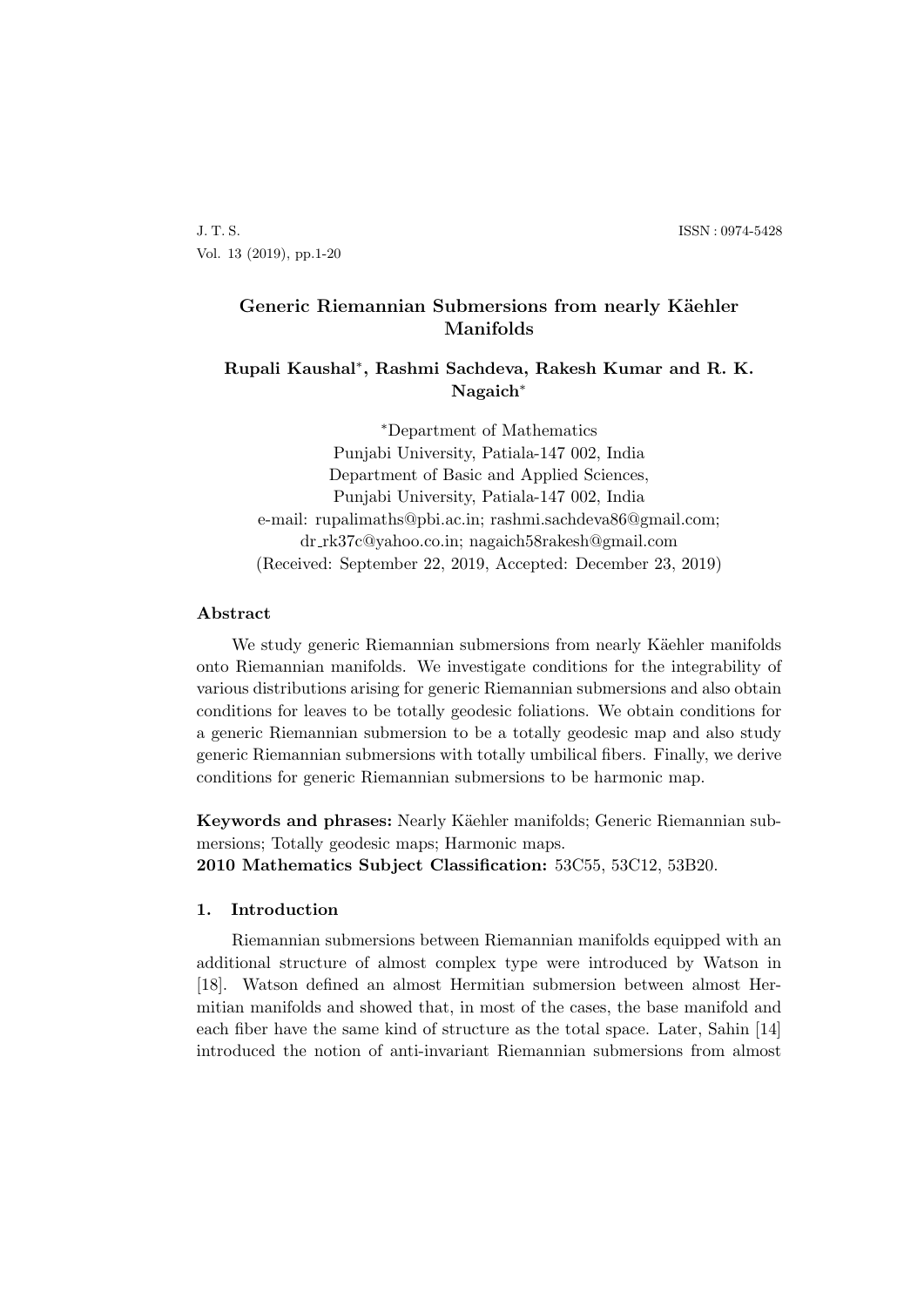# Generic Riemannian Submersions from nearly Käehler Manifolds

**Rupali Kaushal\*, Rashmi Sachdeva, Rakesh Kumar and R. K. Nagaich\***

\*Department of Mathematics
Punjabi University, Patiala-147 002, India
Department of Basic and Applied Sciences,
Punjabi University, Patiala-147 002, India
e-mail: rupalimaths@pbi.ac.in; rashmi.sachdeva86@gmail.com;
dr_rk37c@yahoo.co.in; nagaich58rakesh@gmail.com
(Received: September 22, 2019, Accepted: December 23, 2019)

## Abstract

We study generic Riemannian submersions from nearly Käehler manifolds onto Riemannian manifolds. We investigate conditions for the integrability of various distributions arising for generic Riemannian submersions and also obtain conditions for leaves to be totally geodesic foliations. We obtain conditions for a generic Riemannian submersion to be a totally geodesic map and also study generic Riemannian submersions with totally umbilical fibers. Finally, we derive conditions for generic Riemannian submersions to be harmonic map.

**Keywords and phrases:** Nearly Käehler manifolds; Generic Riemannian submersions; Totally geodesic maps; Harmonic maps.
**2010 Mathematics Subject Classification:** 53C55, 53C12, 53B20.

## 1. Introduction

Riemannian submersions between Riemannian manifolds equipped with an additional structure of almost complex type were introduced by Watson in [18]. Watson defined an almost Hermitian submersion between almost Hermitian manifolds and showed that, in most of the cases, the base manifold and each fiber have the same kind of structure as the total space. Later, Sahin [14] introduced the notion of anti-invariant Riemannian submersions from almost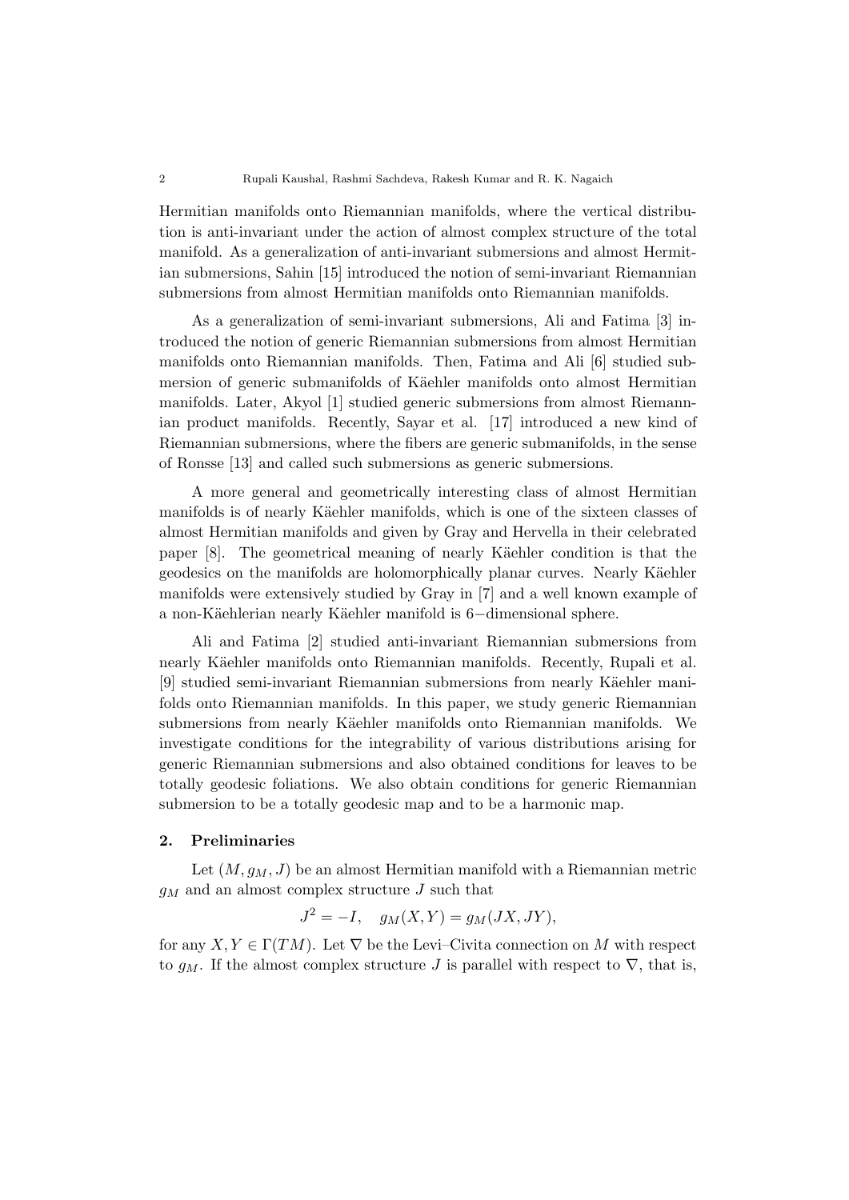Hermitian manifolds onto Riemannian manifolds, where the vertical distribution is anti-invariant under the action of almost complex structure of the total manifold. As a generalization of anti-invariant submersions and almost Hermitian submersions, Sahin [15] introduced the notion of semi-invariant Riemannian submersions from almost Hermitian manifolds onto Riemannian manifolds.

As a generalization of semi-invariant submersions, Ali and Fatima [3] introduced the notion of generic Riemannian submersions from almost Hermitian manifolds onto Riemannian manifolds. Then, Fatima and Ali [6] studied submersion of generic submanifolds of Käehler manifolds onto almost Hermitian manifolds. Later, Akyol [1] studied generic submersions from almost Riemannian product manifolds. Recently, Sayar et al. [17] introduced a new kind of Riemannian submersions, where the fibers are generic submanifolds, in the sense of Ronsse [13] and called such submersions as generic submersions.

A more general and geometrically interesting class of almost Hermitian manifolds is of nearly Käehler manifolds, which is one of the sixteen classes of almost Hermitian manifolds and given by Gray and Hervella in their celebrated paper [8]. The geometrical meaning of nearly Käehler condition is that the geodesics on the manifolds are holomorphically planar curves. Nearly Käehler manifolds were extensively studied by Gray in [7] and a well known example of a non-Käehlerian nearly Käehler manifold is $6-$dimensional sphere.

Ali and Fatima [2] studied anti-invariant Riemannian submersions from nearly Käehler manifolds onto Riemannian manifolds. Recently, Rupali et al. [9] studied semi-invariant Riemannian submersions from nearly Käehler manifolds onto Riemannian manifolds. In this paper, we study generic Riemannian submersions from nearly Käehler manifolds onto Riemannian manifolds. We investigate conditions for the integrability of various distributions arising for generic Riemannian submersions and also obtained conditions for leaves to be totally geodesic foliations. We also obtain conditions for generic Riemannian submersion to be a totally geodesic map and to be a harmonic map.

## 2. Preliminaries

Let $(M, g_M, J)$ be an almost Hermitian manifold with a Riemannian metric $g_M$ and an almost complex structure $J$ such that

$$J^2 = -I, \quad g_M(X, Y) = g_M(JX, JY),$$

for any $X, Y \in \Gamma(TM)$. Let $\nabla$ be the Levi–Civita connection on $M$ with respect to $g_M$. If the almost complex structure $J$ is parallel with respect to $\nabla$, that is,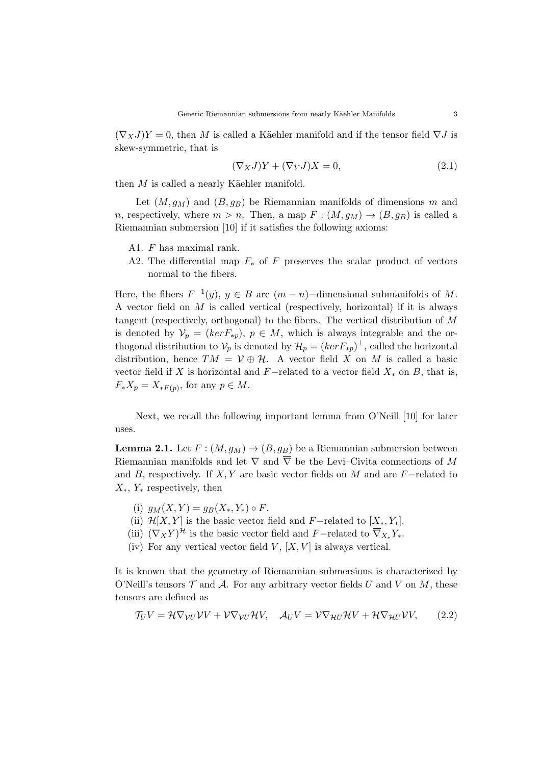$(\nabla_X J)Y = 0$, then $M$ is called a Käehler manifold and if the tensor field $\nabla J$ is skew-symmetric, that is

$$(\nabla_X J)Y + (\nabla_Y J)X = 0, \tag{2.1}$$

then $M$ is called a nearly Käehler manifold.

Let $(M, g_M)$ and $(B, g_B)$ be Riemannian manifolds of dimensions $m$ and $n$, respectively, where $m > n$. Then, a map $F : (M, g_M) \to (B, g_B)$ is called a Riemannian submersion [10] if it satisfies the following axioms:

- A1. $F$ has maximal rank.
- A2. The differential map $F_*$ of $F$ preserves the scalar product of vectors normal to the fibers.

Here, the fibers $F^{-1}(y)$, $y \in B$ are $(m-n)-$dimensional submanifolds of $M$. A vector field on $M$ is called vertical (respectively, horizontal) if it is always tangent (respectively, orthogonal) to the fibers. The vertical distribution of $M$ is denoted by $\mathcal{V}_p = (ker F_{*p})$, $p \in M$, which is always integrable and the orthogonal distribution to $\mathcal{V}_p$ is denoted by $\mathcal{H}_p = (ker F_{*p})^{\perp}$, called the horizontal distribution, hence $TM = \mathcal{V} \oplus \mathcal{H}$. A vector field $X$ on $M$ is called a basic vector field if $X$ is horizontal and $F-$related to a vector field $X_*$ on $B$, that is, $F_* X_p = X_{*F(p)}$, for any $p \in M$.

Next, we recall the following important lemma from O'Neill [10] for later uses.

**Lemma 2.1.** Let $F : (M, g_M) \to (B, g_B)$ be a Riemannian submersion between Riemannian manifolds and let $\nabla$ and $\overline{\nabla}$ be the Levi–Civita connections of $M$ and $B$, respectively. If $X, Y$ are basic vector fields on $M$ and are $F-$related to $X_*$, $Y_*$ respectively, then

- (i) $g_M(X, Y) = g_B(X_*, Y_*) \circ F$.
- (ii) $\mathcal{H}[X, Y]$ is the basic vector field and $F-$related to $[X_*, Y_*]$.
- (iii) $(\nabla_X Y)^{\mathcal{H}}$ is the basic vector field and $F-$related to $\overline{\nabla}_{X_*} Y_*$.
- (iv) For any vertical vector field $V$, $[X, V]$ is always vertical.

It is known that the geometry of Riemannian submersions is characterized by O'Neill's tensors $\mathcal{T}$ and $\mathcal{A}$. For any arbitrary vector fields $U$ and $V$ on $M$, these tensors are defined as

$$\mathcal{T}_U V = \mathcal{H}\nabla_{\mathcal{V}U}\mathcal{V}V + \mathcal{V}\nabla_{\mathcal{V}U}\mathcal{H}V, \quad \mathcal{A}_U V = \mathcal{V}\nabla_{\mathcal{H}U}\mathcal{H}V + \mathcal{H}\nabla_{\mathcal{H}U}\mathcal{V}V, \tag{2.2}$$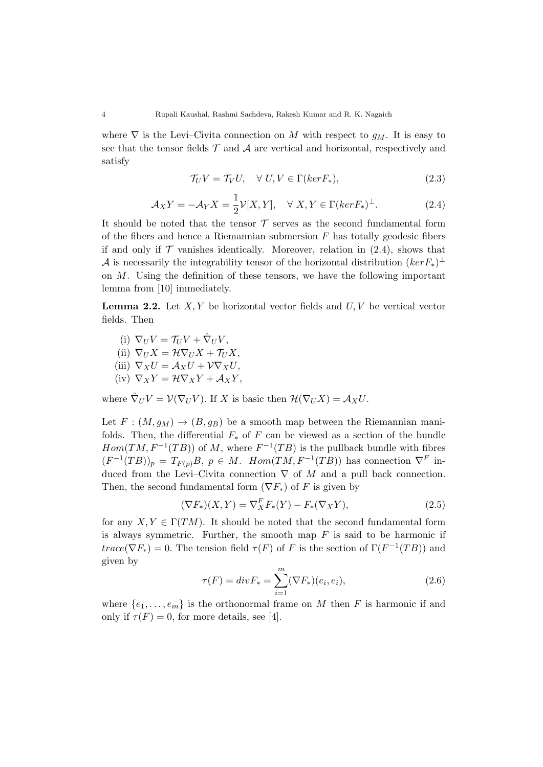where $\nabla$ is the Levi–Civita connection on $M$ with respect to $g_M$. It is easy to see that the tensor fields $\mathcal{T}$ and $\mathcal{A}$ are vertical and horizontal, respectively and satisfy

$$\mathcal{T}_U V = \mathcal{T}_V U, \quad \forall\ U, V \in \Gamma(ker F_*), \tag{2.3}$$

$$\mathcal{A}_X Y = -\mathcal{A}_Y X = \frac{1}{2}\mathcal{V}[X, Y], \quad \forall\ X, Y \in \Gamma(ker F_*)^{\perp}. \tag{2.4}$$

It should be noted that the tensor $\mathcal{T}$ serves as the second fundamental form of the fibers and hence a Riemannian submersion $F$ has totally geodesic fibers if and only if $\mathcal{T}$ vanishes identically. Moreover, relation in (2.4), shows that $\mathcal{A}$ is necessarily the integrability tensor of the horizontal distribution $(ker F_*)^{\perp}$ on $M$. Using the definition of these tensors, we have the following important lemma from [10] immediately.

**Lemma 2.2.** Let $X, Y$ be horizontal vector fields and $U, V$ be vertical vector fields. Then

(i) $\nabla_U V = \mathcal{T}_U V + \hat{\nabla}_U V$,
(ii) $\nabla_U X = \mathcal{H}\nabla_U X + \mathcal{T}_U X$,
(iii) $\nabla_X U = \mathcal{A}_X U + \mathcal{V}\nabla_X U$,
(iv) $\nabla_X Y = \mathcal{H}\nabla_X Y + \mathcal{A}_X Y$,

where $\hat{\nabla}_U V = \mathcal{V}(\nabla_U V)$. If $X$ is basic then $\mathcal{H}(\nabla_U X) = \mathcal{A}_X U$.

Let $F : (M, g_M) \to (B, g_B)$ be a smooth map between the Riemannian manifolds. Then, the differential $F_*$ of $F$ can be viewed as a section of the bundle $Hom(TM, F^{-1}(TB))$ of $M$, where $F^{-1}(TB)$ is the pullback bundle with fibres $(F^{-1}(TB))_p = T_{F(p)}B,\ p \in M$. $Hom(TM, F^{-1}(TB))$ has connection $\nabla^F$ induced from the Levi–Civita connection $\nabla$ of $M$ and a pull back connection. Then, the second fundamental form $(\nabla F_*)$ of $F$ is given by

$$(\nabla F_*)(X, Y) = \nabla^F_X F_*(Y) - F_*(\nabla_X Y), \tag{2.5}$$

for any $X, Y \in \Gamma(TM)$. It should be noted that the second fundamental form is always symmetric. Further, the smooth map $F$ is said to be harmonic if $trace(\nabla F_*) = 0$. The tension field $\tau(F)$ of $F$ is the section of $\Gamma(F^{-1}(TB))$ and given by

$$\tau(F) = div F_* = \sum_{i=1}^{m} (\nabla F_*)(e_i, e_i), \tag{2.6}$$

where $\{e_1, \ldots, e_m\}$ is the orthonormal frame on $M$ then $F$ is harmonic if and only if $\tau(F) = 0$, for more details, see [4].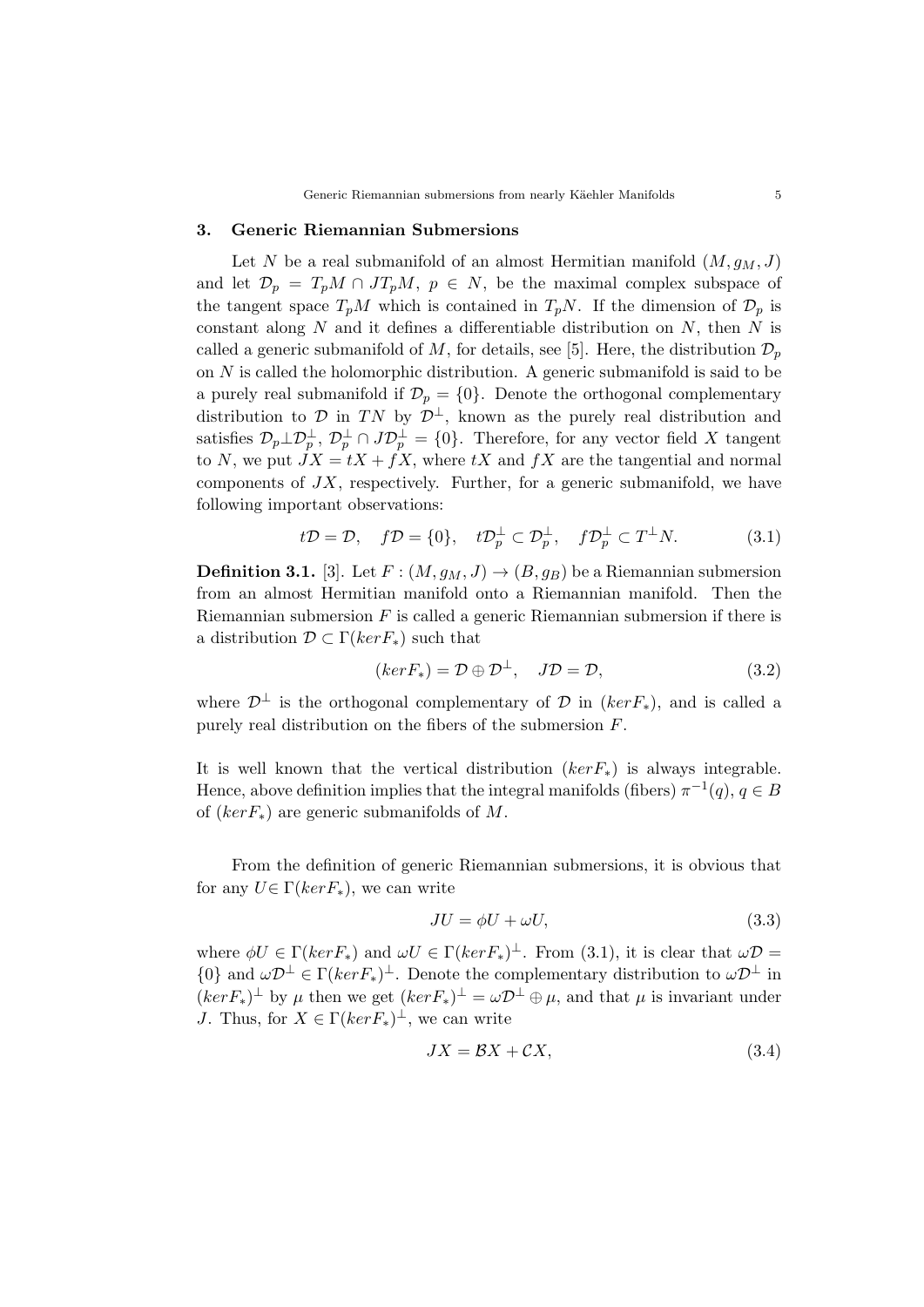## 3. Generic Riemannian Submersions

Let $N$ be a real submanifold of an almost Hermitian manifold $(M, g_M, J)$ and let $\mathcal{D}_p = T_pM \cap JT_pM$, $p \in N$, be the maximal complex subspace of the tangent space $T_pM$ which is contained in $T_pN$. If the dimension of $\mathcal{D}_p$ is constant along $N$ and it defines a differentiable distribution on $N$, then $N$ is called a generic submanifold of $M$, for details, see [5]. Here, the distribution $\mathcal{D}_p$ on $N$ is called the holomorphic distribution. A generic submanifold is said to be a purely real submanifold if $\mathcal{D}_p = \{0\}$. Denote the orthogonal complementary distribution to $\mathcal{D}$ in $TN$ by $\mathcal{D}^\perp$, known as the purely real distribution and satisfies $\mathcal{D}_p \perp \mathcal{D}_p^\perp$, $\mathcal{D}_p^\perp \cap J\mathcal{D}_p^\perp = \{0\}$. Therefore, for any vector field $X$ tangent to $N$, we put $JX = tX + fX$, where $tX$ and $fX$ are the tangential and normal components of $JX$, respectively. Further, for a generic submanifold, we have following important observations:

$$t\mathcal{D} = \mathcal{D}, \quad f\mathcal{D} = \{0\}, \quad t\mathcal{D}_p^\perp \subset \mathcal{D}_p^\perp, \quad f\mathcal{D}_p^\perp \subset T^\perp N. \tag{3.1}$$

**Definition 3.1.** [3]. Let $F : (M, g_M, J) \to (B, g_B)$ be a Riemannian submersion from an almost Hermitian manifold onto a Riemannian manifold. Then the Riemannian submersion $F$ is called a generic Riemannian submersion if there is a distribution $\mathcal{D} \subset \Gamma(kerF_*)$ such that

$$(kerF_*) = \mathcal{D} \oplus \mathcal{D}^\perp, \quad J\mathcal{D} = \mathcal{D}, \tag{3.2}$$

where $\mathcal{D}^\perp$ is the orthogonal complementary of $\mathcal{D}$ in $(kerF_*)$, and is called a purely real distribution on the fibers of the submersion $F$.

It is well known that the vertical distribution $(kerF_*)$ is always integrable. Hence, above definition implies that the integral manifolds (fibers) $\pi^{-1}(q)$, $q \in B$ of $(kerF_*)$ are generic submanifolds of $M$.

From the definition of generic Riemannian submersions, it is obvious that for any $U \in \Gamma(kerF_*)$, we can write

$$JU = \phi U + \omega U, \tag{3.3}$$

where $\phi U \in \Gamma(kerF_*)$ and $\omega U \in \Gamma(kerF_*)^\perp$. From (3.1), it is clear that $\omega\mathcal{D} = \{0\}$ and $\omega\mathcal{D}^\perp \in \Gamma(kerF_*)^\perp$. Denote the complementary distribution to $\omega\mathcal{D}^\perp$ in $(kerF_*)^\perp$ by $\mu$ then we get $(kerF_*)^\perp = \omega\mathcal{D}^\perp \oplus \mu$, and that $\mu$ is invariant under $J$. Thus, for $X \in \Gamma(kerF_*)^\perp$, we can write

$$JX = \mathcal{B}X + \mathcal{C}X, \tag{3.4}$$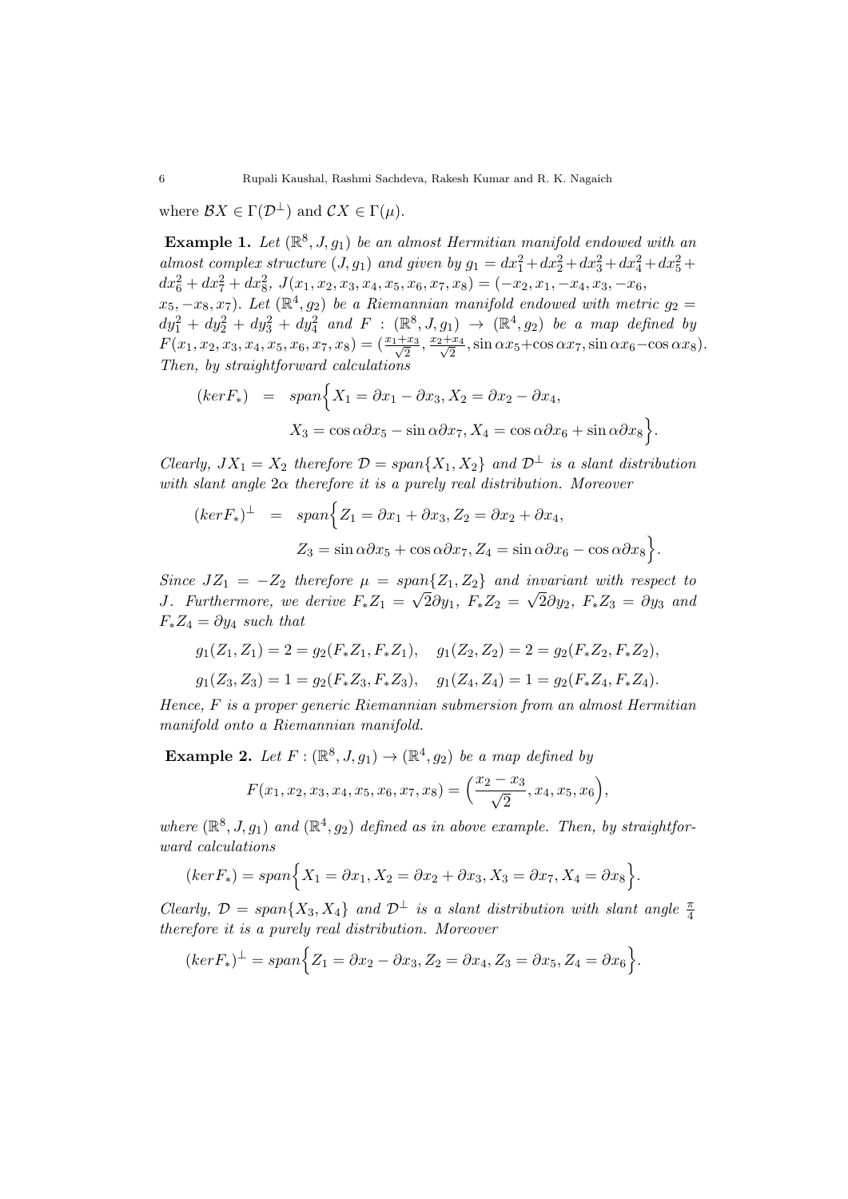where $\mathcal{B}X \in \Gamma(\mathcal{D}^{\perp})$ and $\mathcal{C}X \in \Gamma(\mu)$.

**Example 1.** *Let $(\mathbb{R}^8, J, g_1)$ be an almost Hermitian manifold endowed with an almost complex structure $(J, g_1)$ and given by $g_1 = dx_1^2 + dx_2^2 + dx_3^2 + dx_4^2 + dx_5^2 + dx_6^2 + dx_7^2 + dx_8^2$, $J(x_1, x_2, x_3, x_4, x_5, x_6, x_7, x_8) = (-x_2, x_1, -x_4, x_3, -x_6, x_5, -x_8, x_7)$. Let $(\mathbb{R}^4, g_2)$ be a Riemannian manifold endowed with metric $g_2 = dy_1^2 + dy_2^2 + dy_3^2 + dy_4^2$ and $F : (\mathbb{R}^8, J, g_1) \to (\mathbb{R}^4, g_2)$ be a map defined by $F(x_1, x_2, x_3, x_4, x_5, x_6, x_7, x_8) = (\frac{x_1+x_3}{\sqrt{2}}, \frac{x_2+x_4}{\sqrt{2}}, \sin\alpha x_5 + \cos\alpha x_7, \sin\alpha x_6 - \cos\alpha x_8)$. Then, by straightforward calculations*

$$
\begin{aligned}
(ker F_*) &= span\Big\{X_1 = \partial x_1 - \partial x_3, X_2 = \partial x_2 - \partial x_4, \\
&\qquad X_3 = \cos\alpha \partial x_5 - \sin\alpha \partial x_7, X_4 = \cos\alpha \partial x_6 + \sin\alpha \partial x_8\Big\}.
\end{aligned}
$$

*Clearly, $JX_1 = X_2$ therefore $\mathcal{D} = span\{X_1, X_2\}$ and $\mathcal{D}^{\perp}$ is a slant distribution with slant angle $2\alpha$ therefore it is a purely real distribution. Moreover*

$$
\begin{aligned}
(ker F_*)^{\perp} &= span\Big\{Z_1 = \partial x_1 + \partial x_3, Z_2 = \partial x_2 + \partial x_4, \\
&\qquad Z_3 = \sin\alpha \partial x_5 + \cos\alpha \partial x_7, Z_4 = \sin\alpha \partial x_6 - \cos\alpha \partial x_8\Big\}.
\end{aligned}
$$

*Since $JZ_1 = -Z_2$ therefore $\mu = span\{Z_1, Z_2\}$ and invariant with respect to $J$. Furthermore, we derive $F_* Z_1 = \sqrt{2}\partial y_1$, $F_* Z_2 = \sqrt{2}\partial y_2$, $F_* Z_3 = \partial y_3$ and $F_* Z_4 = \partial y_4$ such that*

$$
g_1(Z_1, Z_1) = 2 = g_2(F_* Z_1, F_* Z_1), \quad g_1(Z_2, Z_2) = 2 = g_2(F_* Z_2, F_* Z_2),
$$

$$
g_1(Z_3, Z_3) = 1 = g_2(F_* Z_3, F_* Z_3), \quad g_1(Z_4, Z_4) = 1 = g_2(F_* Z_4, F_* Z_4).
$$

*Hence, $F$ is a proper generic Riemannian submersion from an almost Hermitian manifold onto a Riemannian manifold.*

**Example 2.** *Let $F : (\mathbb{R}^8, J, g_1) \to (\mathbb{R}^4, g_2)$ be a map defined by*

$$
F(x_1, x_2, x_3, x_4, x_5, x_6, x_7, x_8) = \Big(\frac{x_2 - x_3}{\sqrt{2}}, x_4, x_5, x_6\Big),
$$

*where $(\mathbb{R}^8, J, g_1)$ and $(\mathbb{R}^4, g_2)$ defined as in above example. Then, by straightforward calculations*

$$
(ker F_*) = span\Big\{X_1 = \partial x_1, X_2 = \partial x_2 + \partial x_3, X_3 = \partial x_7, X_4 = \partial x_8\Big\}.
$$

*Clearly, $\mathcal{D} = span\{X_3, X_4\}$ and $\mathcal{D}^{\perp}$ is a slant distribution with slant angle $\frac{\pi}{4}$ therefore it is a purely real distribution. Moreover*

$$
(ker F_*)^{\perp} = span\Big\{Z_1 = \partial x_2 - \partial x_3, Z_2 = \partial x_4, Z_3 = \partial x_5, Z_4 = \partial x_6\Big\}.
$$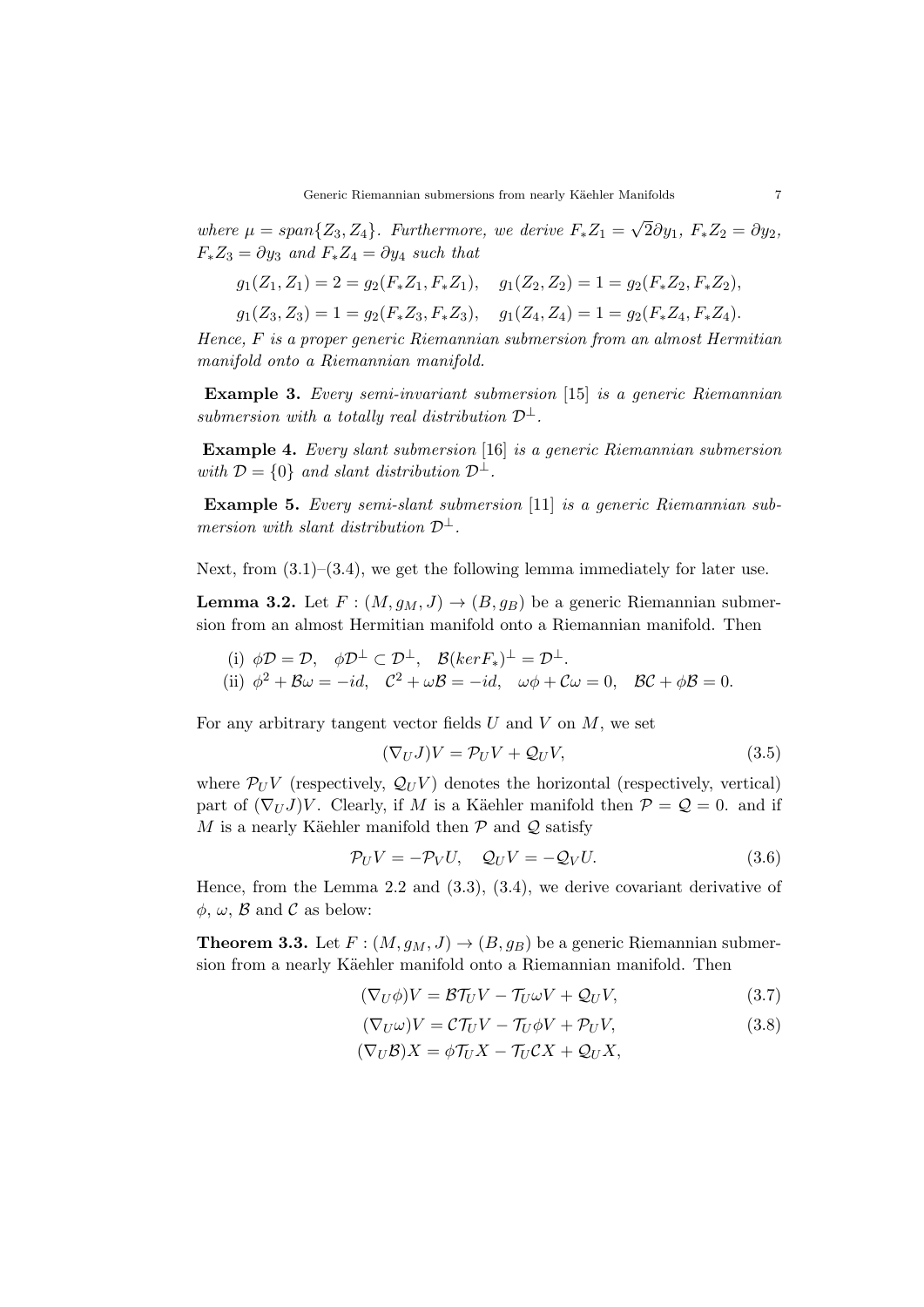*where $\mu = span\{Z_3, Z_4\}$. Furthermore, we derive $F_*Z_1 = \sqrt{2}\partial y_1$, $F_*Z_2 = \partial y_2$, $F_*Z_3 = \partial y_3$ and $F_*Z_4 = \partial y_4$ such that*

$$g_1(Z_1, Z_1) = 2 = g_2(F_*Z_1, F_*Z_1), \quad g_1(Z_2, Z_2) = 1 = g_2(F_*Z_2, F_*Z_2),$$

$$g_1(Z_3, Z_3) = 1 = g_2(F_*Z_3, F_*Z_3), \quad g_1(Z_4, Z_4) = 1 = g_2(F_*Z_4, F_*Z_4).$$

*Hence, $F$ is a proper generic Riemannian submersion from an almost Hermitian manifold onto a Riemannian manifold.*

**Example 3.** *Every semi-invariant submersion [15] is a generic Riemannian submersion with a totally real distribution $\mathcal{D}^{\perp}$.*

**Example 4.** *Every slant submersion [16] is a generic Riemannian submersion with $\mathcal{D} = \{0\}$ and slant distribution $\mathcal{D}^{\perp}$.*

**Example 5.** *Every semi-slant submersion [11] is a generic Riemannian submersion with slant distribution $\mathcal{D}^{\perp}$.*

Next, from (3.1)–(3.4), we get the following lemma immediately for later use.

**Lemma 3.2.** Let $F : (M, g_M, J) \to (B, g_B)$ be a generic Riemannian submersion from an almost Hermitian manifold onto a Riemannian manifold. Then

(i) $\phi\mathcal{D} = \mathcal{D}, \quad \phi\mathcal{D}^{\perp} \subset \mathcal{D}^{\perp}, \quad \mathcal{B}(kerF_*)^{\perp} = \mathcal{D}^{\perp}.$

(ii) $\phi^2 + \mathcal{B}\omega = -id, \quad \mathcal{C}^2 + \omega\mathcal{B} = -id, \quad \omega\phi + \mathcal{C}\omega = 0, \quad \mathcal{B}\mathcal{C} + \phi\mathcal{B} = 0.$

For any arbitrary tangent vector fields $U$ and $V$ on $M$, we set

$$(\nabla_U J)V = \mathcal{P}_U V + \mathcal{Q}_U V, \tag{3.5}$$

where $\mathcal{P}_U V$ (respectively, $\mathcal{Q}_U V$) denotes the horizontal (respectively, vertical) part of $(\nabla_U J)V$. Clearly, if $M$ is a Käehler manifold then $\mathcal{P} = \mathcal{Q} = 0$. and if $M$ is a nearly Käehler manifold then $\mathcal{P}$ and $\mathcal{Q}$ satisfy

$$\mathcal{P}_U V = -\mathcal{P}_V U, \quad \mathcal{Q}_U V = -\mathcal{Q}_V U. \tag{3.6}$$

Hence, from the Lemma 2.2 and (3.3), (3.4), we derive covariant derivative of $\phi$, $\omega$, $\mathcal{B}$ and $\mathcal{C}$ as below:

**Theorem 3.3.** Let $F : (M, g_M, J) \to (B, g_B)$ be a generic Riemannian submersion from a nearly Käehler manifold onto a Riemannian manifold. Then

$$(\nabla_U \phi)V = \mathcal{B}\mathcal{T}_U V - \mathcal{T}_U \omega V + \mathcal{Q}_U V, \tag{3.7}$$

$$(\nabla_U \omega)V = \mathcal{C}\mathcal{T}_U V - \mathcal{T}_U \phi V + \mathcal{P}_U V, \tag{3.8}$$

$$(\nabla_U \mathcal{B})X = \phi\mathcal{T}_U X - \mathcal{T}_U \mathcal{C}X + \mathcal{Q}_U X,$$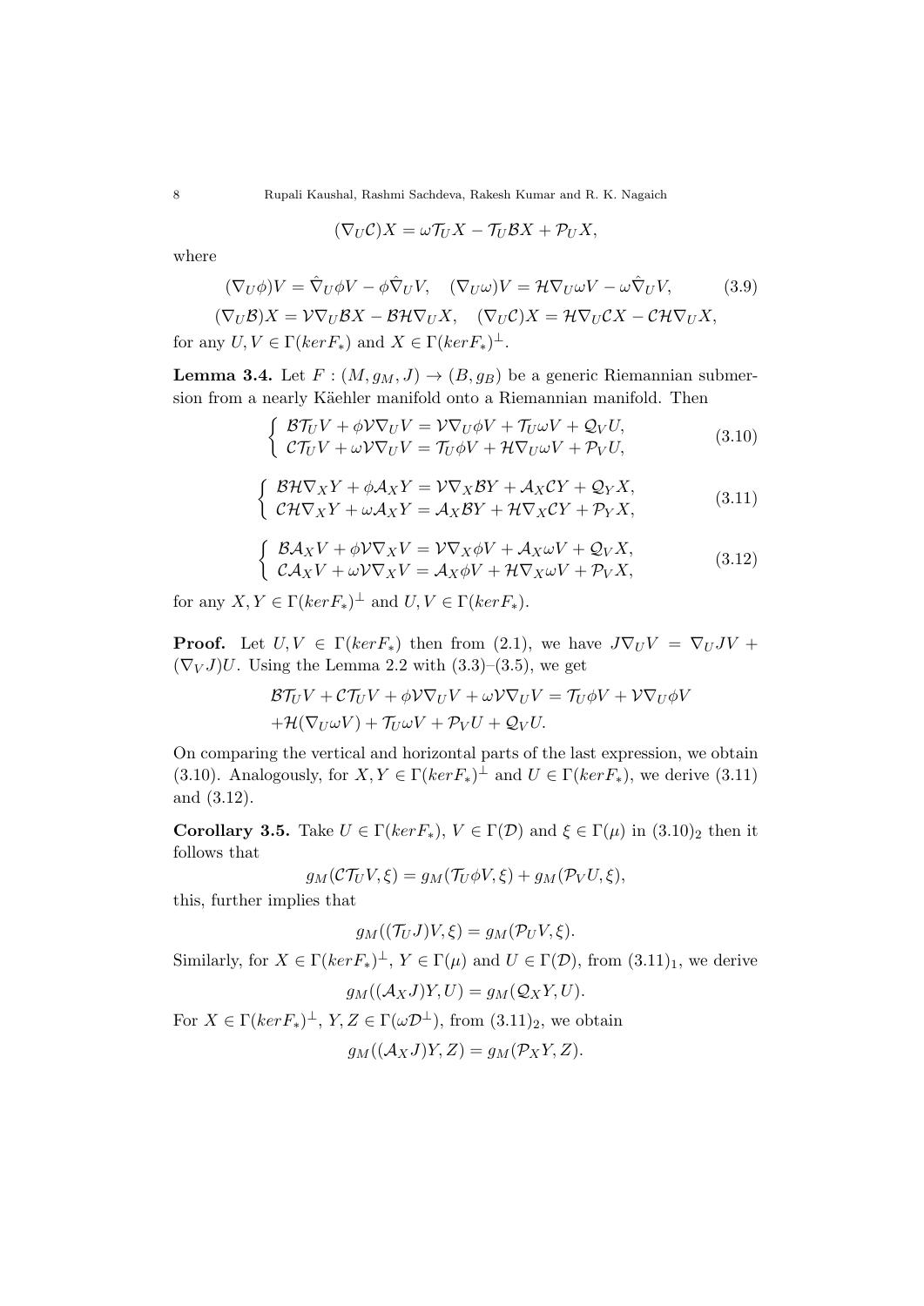$$(\nabla_U \mathcal{C})X = \omega \mathcal{T}_U X - \mathcal{T}_U \mathcal{B}X + \mathcal{P}_U X,$$

where

$$(\nabla_U \phi)V = \hat{\nabla}_U \phi V - \phi \hat{\nabla}_U V, \quad (\nabla_U \omega)V = \mathcal{H}\nabla_U \omega V - \omega \hat{\nabla}_U V, \tag{3.9}$$

$$(\nabla_U \mathcal{B})X = \mathcal{V}\nabla_U \mathcal{B}X - \mathcal{B}\mathcal{H}\nabla_U X, \quad (\nabla_U \mathcal{C})X = \mathcal{H}\nabla_U \mathcal{C}X - \mathcal{C}\mathcal{H}\nabla_U X,$$

for any $U, V \in \Gamma(kerF_*)$ and $X \in \Gamma(kerF_*)^{\perp}$.

**Lemma 3.4.** Let $F : (M, g_M, J) \to (B, g_B)$ be a generic Riemannian submersion from a nearly Käehler manifold onto a Riemannian manifold. Then

$$\begin{cases} \mathcal{B}\mathcal{T}_U V + \phi \mathcal{V}\nabla_U V = \mathcal{V}\nabla_U \phi V + \mathcal{T}_U \omega V + \mathcal{Q}_V U, \\ \mathcal{C}\mathcal{T}_U V + \omega \mathcal{V}\nabla_U V = \mathcal{T}_U \phi V + \mathcal{H}\nabla_U \omega V + \mathcal{P}_V U, \end{cases} \tag{3.10}$$

$$\begin{cases} \mathcal{B}\mathcal{H}\nabla_X Y + \phi \mathcal{A}_X Y = \mathcal{V}\nabla_X \mathcal{B}Y + \mathcal{A}_X \mathcal{C}Y + \mathcal{Q}_Y X, \\ \mathcal{C}\mathcal{H}\nabla_X Y + \omega \mathcal{A}_X Y = \mathcal{A}_X \mathcal{B}Y + \mathcal{H}\nabla_X \mathcal{C}Y + \mathcal{P}_Y X, \end{cases} \tag{3.11}$$

$$\begin{cases} \mathcal{B}\mathcal{A}_X V + \phi \mathcal{V}\nabla_X V = \mathcal{V}\nabla_X \phi V + \mathcal{A}_X \omega V + \mathcal{Q}_V X, \\ \mathcal{C}\mathcal{A}_X V + \omega \mathcal{V}\nabla_X V = \mathcal{A}_X \phi V + \mathcal{H}\nabla_X \omega V + \mathcal{P}_V X, \end{cases} \tag{3.12}$$

for any $X, Y \in \Gamma(kerF_*)^{\perp}$ and $U, V \in \Gamma(kerF_*)$.

**Proof.** Let $U, V \in \Gamma(kerF_*)$ then from (2.1), we have $J\nabla_U V = \nabla_U JV + (\nabla_V J)U$. Using the Lemma 2.2 with (3.3)–(3.5), we get

$$\mathcal{B}\mathcal{T}_U V + \mathcal{C}\mathcal{T}_U V + \phi \mathcal{V}\nabla_U V + \omega \mathcal{V}\nabla_U V = \mathcal{T}_U \phi V + \mathcal{V}\nabla_U \phi V$$
$$+ \mathcal{H}(\nabla_U \omega V) + \mathcal{T}_U \omega V + \mathcal{P}_V U + \mathcal{Q}_V U.$$

On comparing the vertical and horizontal parts of the last expression, we obtain (3.10). Analogously, for $X, Y \in \Gamma(kerF_*)^{\perp}$ and $U \in \Gamma(kerF_*)$, we derive (3.11) and (3.12).

**Corollary 3.5.** Take $U \in \Gamma(kerF_*)$, $V \in \Gamma(\mathcal{D})$ and $\xi \in \Gamma(\mu)$ in $(3.10)_2$ then it follows that

$$g_M(\mathcal{C}\mathcal{T}_U V, \xi) = g_M(\mathcal{T}_U \phi V, \xi) + g_M(\mathcal{P}_V U, \xi),$$

this, further implies that

$$g_M((\mathcal{T}_U J)V, \xi) = g_M(\mathcal{P}_U V, \xi).$$

Similarly, for $X \in \Gamma(kerF_*)^{\perp}$, $Y \in \Gamma(\mu)$ and $U \in \Gamma(\mathcal{D})$, from $(3.11)_1$, we derive

$$g_M((\mathcal{A}_X J)Y, U) = g_M(\mathcal{Q}_X Y, U).$$

For $X \in \Gamma(kerF_*)^{\perp}$, $Y, Z \in \Gamma(\omega\mathcal{D}^{\perp})$, from $(3.11)_2$, we obtain

$$g_M((\mathcal{A}_X J)Y, Z) = g_M(\mathcal{P}_X Y, Z).$$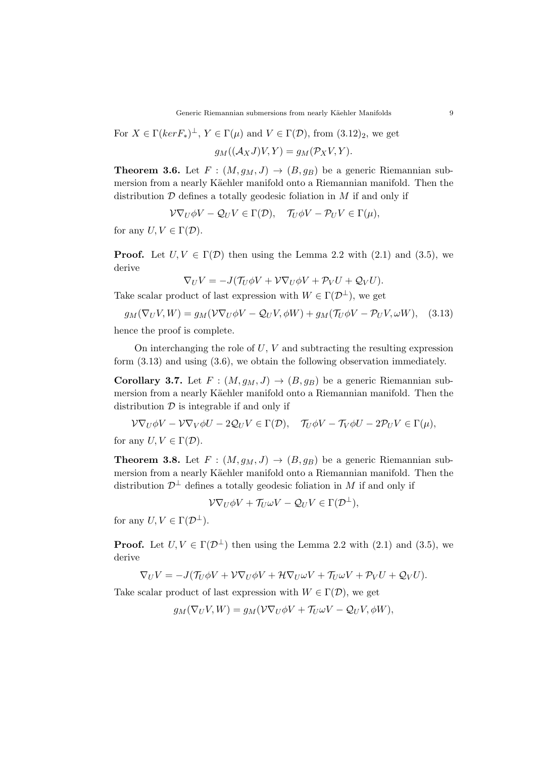For $X \in \Gamma(kerF_*)^\perp$, $Y \in \Gamma(\mu)$ and $V \in \Gamma(\mathcal{D})$, from $(3.12)_2$, we get

$$g_M((\mathcal{A}_X J)V, Y) = g_M(\mathcal{P}_X V, Y).$$

**Theorem 3.6.** Let $F : (M, g_M, J) \to (B, g_B)$ be a generic Riemannian submersion from a nearly Käehler manifold onto a Riemannian manifold. Then the distribution $\mathcal{D}$ defines a totally geodesic foliation in $M$ if and only if

$$\mathcal{V}\nabla_U \phi V - \mathcal{Q}_U V \in \Gamma(\mathcal{D}), \quad \mathcal{T}_U \phi V - \mathcal{P}_U V \in \Gamma(\mu),$$

for any $U, V \in \Gamma(\mathcal{D})$.

**Proof.** Let $U, V \in \Gamma(\mathcal{D})$ then using the Lemma 2.2 with (2.1) and (3.5), we derive

$$\nabla_U V = -J(\mathcal{T}_U \phi V + \mathcal{V}\nabla_U \phi V + \mathcal{P}_V U + \mathcal{Q}_V U).$$

Take scalar product of last expression with $W \in \Gamma(\mathcal{D}^\perp)$, we get

$$g_M(\nabla_U V, W) = g_M(\mathcal{V}\nabla_U \phi V - \mathcal{Q}_U V, \phi W) + g_M(\mathcal{T}_U \phi V - \mathcal{P}_U V, \omega W), \quad (3.13)$$

hence the proof is complete.

On interchanging the role of $U$, $V$ and subtracting the resulting expression form (3.13) and using (3.6), we obtain the following observation immediately.

**Corollary 3.7.** Let $F : (M, g_M, J) \to (B, g_B)$ be a generic Riemannian submersion from a nearly Käehler manifold onto a Riemannian manifold. Then the distribution $\mathcal{D}$ is integrable if and only if

$$\mathcal{V}\nabla_U \phi V - \mathcal{V}\nabla_V \phi U - 2\mathcal{Q}_U V \in \Gamma(\mathcal{D}), \quad \mathcal{T}_U \phi V - \mathcal{T}_V \phi U - 2\mathcal{P}_U V \in \Gamma(\mu),$$

for any $U, V \in \Gamma(\mathcal{D})$.

**Theorem 3.8.** Let $F : (M, g_M, J) \to (B, g_B)$ be a generic Riemannian submersion from a nearly Käehler manifold onto a Riemannian manifold. Then the distribution $\mathcal{D}^\perp$ defines a totally geodesic foliation in $M$ if and only if

$$\mathcal{V}\nabla_U \phi V + \mathcal{T}_U \omega V - \mathcal{Q}_U V \in \Gamma(\mathcal{D}^\perp),$$

for any $U, V \in \Gamma(\mathcal{D}^\perp)$.

**Proof.** Let $U, V \in \Gamma(\mathcal{D}^\perp)$ then using the Lemma 2.2 with (2.1) and (3.5), we derive

$$\nabla_U V = -J(\mathcal{T}_U \phi V + \mathcal{V}\nabla_U \phi V + \mathcal{H}\nabla_U \omega V + \mathcal{T}_U \omega V + \mathcal{P}_V U + \mathcal{Q}_V U).$$

Take scalar product of last expression with $W \in \Gamma(\mathcal{D})$, we get

$$g_M(\nabla_U V, W) = g_M(\mathcal{V}\nabla_U \phi V + \mathcal{T}_U \omega V - \mathcal{Q}_U V, \phi W),$$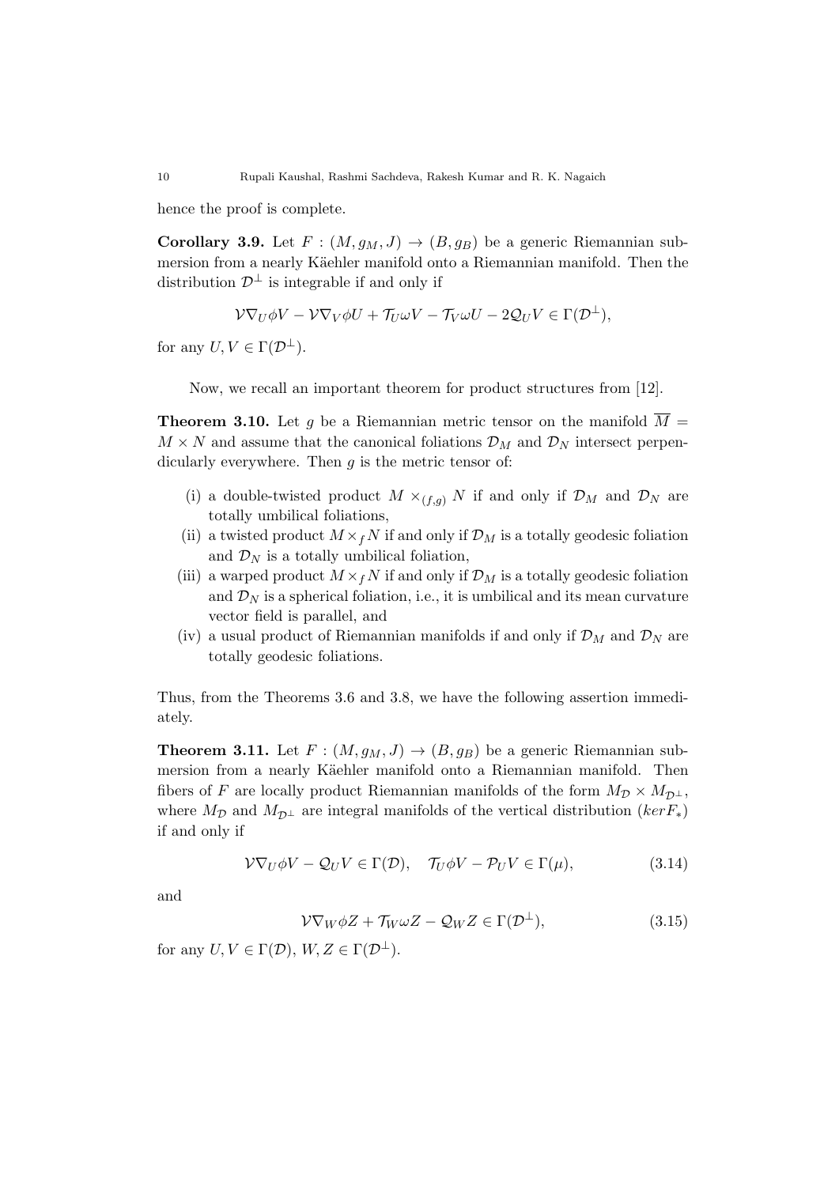hence the proof is complete.

**Corollary 3.9.** Let $F : (M, g_M, J) \to (B, g_B)$ be a generic Riemannian submersion from a nearly Käehler manifold onto a Riemannian manifold. Then the distribution $\mathcal{D}^\perp$ is integrable if and only if

$$\mathcal{V}\nabla_U \phi V - \mathcal{V}\nabla_V \phi U + \mathcal{T}_U \omega V - \mathcal{T}_V \omega U - 2\mathcal{Q}_U V \in \Gamma(\mathcal{D}^\perp),$$

for any $U, V \in \Gamma(\mathcal{D}^\perp)$.

Now, we recall an important theorem for product structures from [12].

**Theorem 3.10.** Let $g$ be a Riemannian metric tensor on the manifold $\overline{M} = M \times N$ and assume that the canonical foliations $\mathcal{D}_M$ and $\mathcal{D}_N$ intersect perpendicularly everywhere. Then $g$ is the metric tensor of:

- (i) a double-twisted product $M \times_{(f,g)} N$ if and only if $\mathcal{D}_M$ and $\mathcal{D}_N$ are totally umbilical foliations,
- (ii) a twisted product $M \times_f N$ if and only if $\mathcal{D}_M$ is a totally geodesic foliation and $\mathcal{D}_N$ is a totally umbilical foliation,
- (iii) a warped product $M \times_f N$ if and only if $\mathcal{D}_M$ is a totally geodesic foliation and $\mathcal{D}_N$ is a spherical foliation, i.e., it is umbilical and its mean curvature vector field is parallel, and
- (iv) a usual product of Riemannian manifolds if and only if $\mathcal{D}_M$ and $\mathcal{D}_N$ are totally geodesic foliations.

Thus, from the Theorems 3.6 and 3.8, we have the following assertion immediately.

**Theorem 3.11.** Let $F : (M, g_M, J) \to (B, g_B)$ be a generic Riemannian submersion from a nearly Käehler manifold onto a Riemannian manifold. Then fibers of $F$ are locally product Riemannian manifolds of the form $M_{\mathcal{D}} \times M_{\mathcal{D}^\perp}$, where $M_{\mathcal{D}}$ and $M_{\mathcal{D}^\perp}$ are integral manifolds of the vertical distribution $(ker F_*)$ if and only if

$$\mathcal{V}\nabla_U \phi V - \mathcal{Q}_U V \in \Gamma(\mathcal{D}), \quad \mathcal{T}_U \phi V - \mathcal{P}_U V \in \Gamma(\mu), \tag{3.14}$$

and

$$\mathcal{V}\nabla_W \phi Z + \mathcal{T}_W \omega Z - \mathcal{Q}_W Z \in \Gamma(\mathcal{D}^\perp), \tag{3.15}$$

for any $U, V \in \Gamma(\mathcal{D})$, $W, Z \in \Gamma(\mathcal{D}^\perp)$.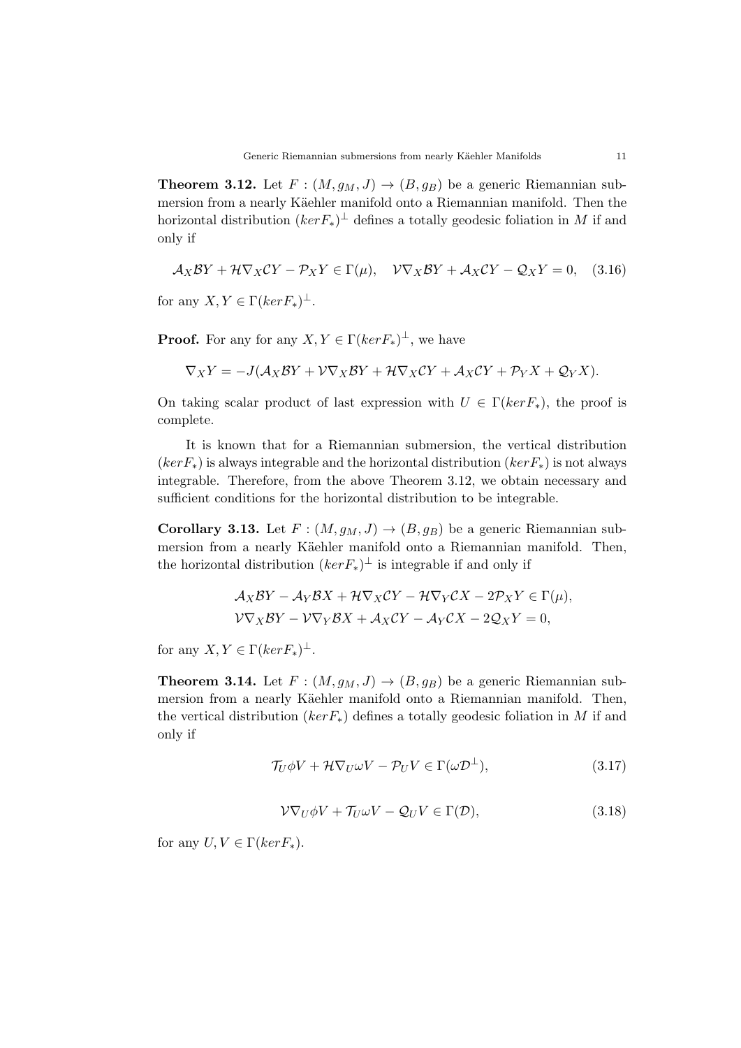**Theorem 3.12.** Let $F : (M, g_M, J) \to (B, g_B)$ be a generic Riemannian submersion from a nearly Käehler manifold onto a Riemannian manifold. Then the horizontal distribution $(ker F_*)^\perp$ defines a totally geodesic foliation in $M$ if and only if

$$\mathcal{A}_X \mathcal{B}Y + \mathcal{H}\nabla_X \mathcal{C}Y - \mathcal{P}_X Y \in \Gamma(\mu), \quad \mathcal{V}\nabla_X \mathcal{B}Y + \mathcal{A}_X \mathcal{C}Y - \mathcal{Q}_X Y = 0, \quad (3.16)$$

for any $X, Y \in \Gamma(ker F_*)^\perp$.

**Proof.** For any for any $X, Y \in \Gamma(ker F_*)^\perp$, we have

$$\nabla_X Y = -J(\mathcal{A}_X \mathcal{B}Y + \mathcal{V}\nabla_X \mathcal{B}Y + \mathcal{H}\nabla_X \mathcal{C}Y + \mathcal{A}_X \mathcal{C}Y + \mathcal{P}_Y X + \mathcal{Q}_Y X).$$

On taking scalar product of last expression with $U \in \Gamma(ker F_*)$, the proof is complete.

It is known that for a Riemannian submersion, the vertical distribution $(ker F_*)$ is always integrable and the horizontal distribution $(ker F_*)$ is not always integrable. Therefore, from the above Theorem 3.12, we obtain necessary and sufficient conditions for the horizontal distribution to be integrable.

**Corollary 3.13.** Let $F : (M, g_M, J) \to (B, g_B)$ be a generic Riemannian submersion from a nearly Käehler manifold onto a Riemannian manifold. Then, the horizontal distribution $(ker F_*)^\perp$ is integrable if and only if

$$\mathcal{A}_X \mathcal{B}Y - \mathcal{A}_Y \mathcal{B}X + \mathcal{H}\nabla_X \mathcal{C}Y - \mathcal{H}\nabla_Y \mathcal{C}X - 2\mathcal{P}_X Y \in \Gamma(\mu),$$
$$\mathcal{V}\nabla_X \mathcal{B}Y - \mathcal{V}\nabla_Y \mathcal{B}X + \mathcal{A}_X \mathcal{C}Y - \mathcal{A}_Y \mathcal{C}X - 2\mathcal{Q}_X Y = 0,$$

for any $X, Y \in \Gamma(ker F_*)^\perp$.

**Theorem 3.14.** Let $F : (M, g_M, J) \to (B, g_B)$ be a generic Riemannian submersion from a nearly Käehler manifold onto a Riemannian manifold. Then, the vertical distribution $(ker F_*)$ defines a totally geodesic foliation in $M$ if and only if

$$\mathcal{T}_U \phi V + \mathcal{H}\nabla_U \omega V - \mathcal{P}_U V \in \Gamma(\omega \mathcal{D}^\perp), \quad (3.17)$$

$$\mathcal{V}\nabla_U \phi V + \mathcal{T}_U \omega V - \mathcal{Q}_U V \in \Gamma(\mathcal{D}), \quad (3.18)$$

for any $U, V \in \Gamma(ker F_*)$.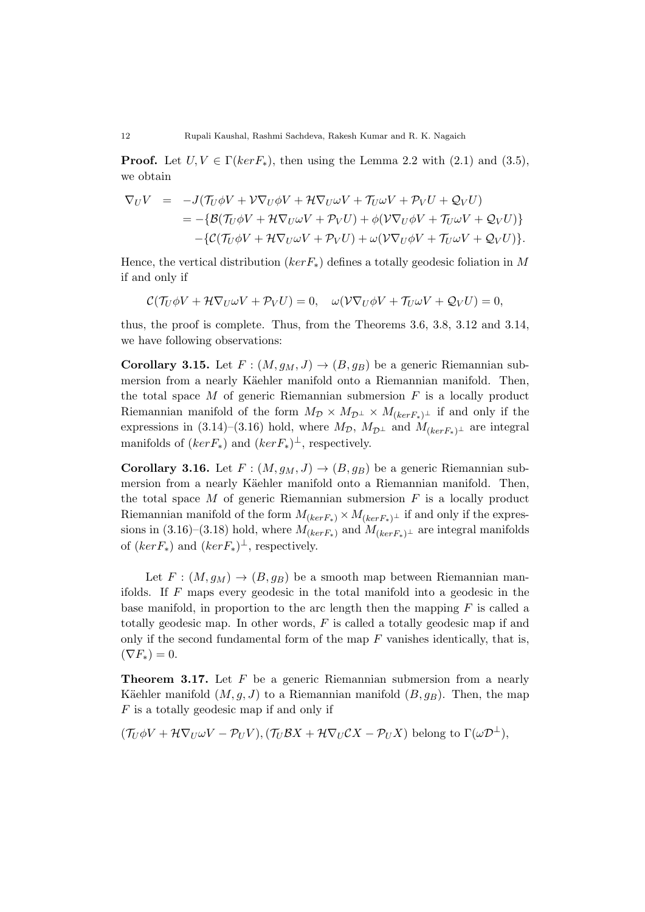**Proof.** Let $U, V \in \Gamma(ker F_*)$, then using the Lemma 2.2 with (2.1) and (3.5), we obtain

$$\begin{aligned}
\nabla_U V &= -J(\mathcal{T}_U \phi V + \mathcal{V}\nabla_U \phi V + \mathcal{H}\nabla_U \omega V + \mathcal{T}_U \omega V + \mathcal{P}_V U + \mathcal{Q}_V U) \\
&= -\{\mathcal{B}(\mathcal{T}_U \phi V + \mathcal{H}\nabla_U \omega V + \mathcal{P}_V U) + \phi(\mathcal{V}\nabla_U \phi V + \mathcal{T}_U \omega V + \mathcal{Q}_V U)\} \\
&\quad -\{\mathcal{C}(\mathcal{T}_U \phi V + \mathcal{H}\nabla_U \omega V + \mathcal{P}_V U) + \omega(\mathcal{V}\nabla_U \phi V + \mathcal{T}_U \omega V + \mathcal{Q}_V U)\}.
\end{aligned}$$

Hence, the vertical distribution $(ker F_*)$ defines a totally geodesic foliation in $M$ if and only if

$$\mathcal{C}(\mathcal{T}_U \phi V + \mathcal{H}\nabla_U \omega V + \mathcal{P}_V U) = 0, \quad \omega(\mathcal{V}\nabla_U \phi V + \mathcal{T}_U \omega V + \mathcal{Q}_V U) = 0,$$

thus, the proof is complete. Thus, from the Theorems 3.6, 3.8, 3.12 and 3.14, we have following observations:

**Corollary 3.15.** Let $F : (M, g_M, J) \to (B, g_B)$ be a generic Riemannian submersion from a nearly Käehler manifold onto a Riemannian manifold. Then, the total space $M$ of generic Riemannian submersion $F$ is a locally product Riemannian manifold of the form $M_{\mathcal{D}} \times M_{\mathcal{D}^\perp} \times M_{(ker F_*)^\perp}$ if and only if the expressions in (3.14)–(3.16) hold, where $M_{\mathcal{D}}$, $M_{\mathcal{D}^\perp}$ and $M_{(ker F_*)^\perp}$ are integral manifolds of $(ker F_*)$ and $(ker F_*)^\perp$, respectively.

**Corollary 3.16.** Let $F : (M, g_M, J) \to (B, g_B)$ be a generic Riemannian submersion from a nearly Käehler manifold onto a Riemannian manifold. Then, the total space $M$ of generic Riemannian submersion $F$ is a locally product Riemannian manifold of the form $M_{(ker F_*)} \times M_{(ker F_*)^\perp}$ if and only if the expressions in (3.16)–(3.18) hold, where $M_{(ker F_*)}$ and $M_{(ker F_*)^\perp}$ are integral manifolds of $(ker F_*)$ and $(ker F_*)^\perp$, respectively.

Let $F : (M, g_M) \to (B, g_B)$ be a smooth map between Riemannian manifolds. If $F$ maps every geodesic in the total manifold into a geodesic in the base manifold, in proportion to the arc length then the mapping $F$ is called a totally geodesic map. In other words, $F$ is called a totally geodesic map if and only if the second fundamental form of the map $F$ vanishes identically, that is, $(\nabla F_*) = 0$.

**Theorem 3.17.** Let $F$ be a generic Riemannian submersion from a nearly Käehler manifold $(M, g, J)$ to a Riemannian manifold $(B, g_B)$. Then, the map $F$ is a totally geodesic map if and only if

$(\mathcal{T}_U \phi V + \mathcal{H}\nabla_U \omega V - \mathcal{P}_U V), (\mathcal{T}_U \mathcal{B}X + \mathcal{H}\nabla_U \mathcal{C}X - \mathcal{P}_U X)$ belong to $\Gamma(\omega\mathcal{D}^\perp)$,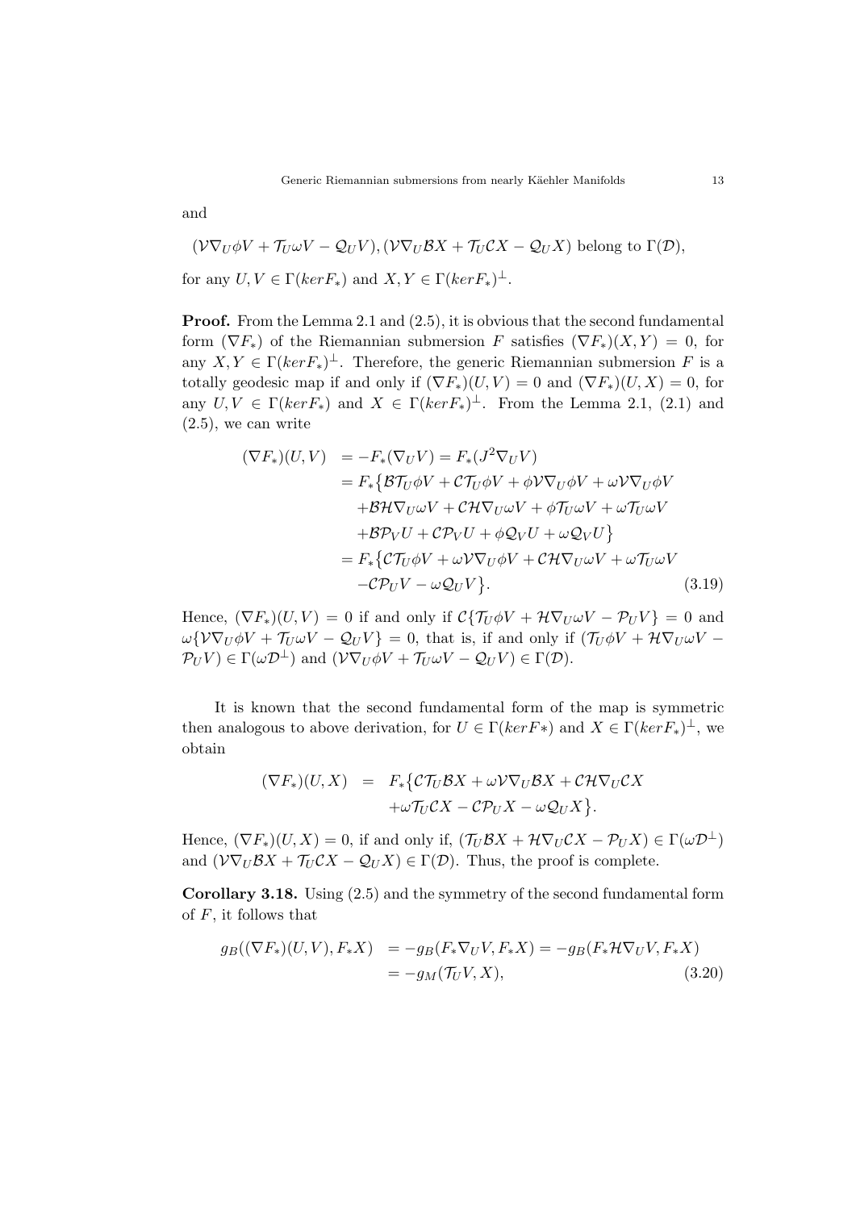and

$$(\mathcal{V}\nabla_U \phi V + \mathcal{T}_U \omega V - \mathcal{Q}_U V), (\mathcal{V}\nabla_U \mathcal{B}X + \mathcal{T}_U \mathcal{C}X - \mathcal{Q}_U X) \text{ belong to } \Gamma(\mathcal{D}),$$

for any $U, V \in \Gamma(kerF_*)$ and $X, Y \in \Gamma(kerF_*)^\perp$.

**Proof.** From the Lemma 2.1 and (2.5), it is obvious that the second fundamental form $(\nabla F_*)$ of the Riemannian submersion $F$ satisfies $(\nabla F_*)(X, Y) = 0$, for any $X, Y \in \Gamma(kerF_*)^\perp$. Therefore, the generic Riemannian submersion $F$ is a totally geodesic map if and only if $(\nabla F_*)(U, V) = 0$ and $(\nabla F_*)(U, X) = 0$, for any $U, V \in \Gamma(kerF_*)$ and $X \in \Gamma(kerF_*)^\perp$. From the Lemma 2.1, (2.1) and (2.5), we can write

$$\begin{aligned}
(\nabla F_*)(U, V) &= -F_*(\nabla_U V) = F_*(J^2 \nabla_U V) \\
&= F_*\big\{\mathcal{B}\mathcal{T}_U \phi V + \mathcal{C}\mathcal{T}_U \phi V + \phi \mathcal{V}\nabla_U \phi V + \omega \mathcal{V}\nabla_U \phi V \\
&\quad + \mathcal{B}\mathcal{H}\nabla_U \omega V + \mathcal{C}\mathcal{H}\nabla_U \omega V + \phi \mathcal{T}_U \omega V + \omega \mathcal{T}_U \omega V \\
&\quad + \mathcal{B}\mathcal{P}_V U + \mathcal{C}\mathcal{P}_V U + \phi \mathcal{Q}_V U + \omega \mathcal{Q}_V U\big\} \\
&= F_*\big\{\mathcal{C}\mathcal{T}_U \phi V + \omega \mathcal{V}\nabla_U \phi V + \mathcal{C}\mathcal{H}\nabla_U \omega V + \omega \mathcal{T}_U \omega V \\
&\quad - \mathcal{C}\mathcal{P}_U V - \omega \mathcal{Q}_U V\big\}. \qquad (3.19)
\end{aligned}$$

Hence, $(\nabla F_*)(U, V) = 0$ if and only if $\mathcal{C}\{\mathcal{T}_U \phi V + \mathcal{H}\nabla_U \omega V - \mathcal{P}_U V\} = 0$ and $\omega\{\mathcal{V}\nabla_U \phi V + \mathcal{T}_U \omega V - \mathcal{Q}_U V\} = 0$, that is, if and only if $(\mathcal{T}_U \phi V + \mathcal{H}\nabla_U \omega V - \mathcal{P}_U V) \in \Gamma(\omega \mathcal{D}^\perp)$ and $(\mathcal{V}\nabla_U \phi V + \mathcal{T}_U \omega V - \mathcal{Q}_U V) \in \Gamma(\mathcal{D})$.

It is known that the second fundamental form of the map is symmetric then analogous to above derivation, for $U \in \Gamma(kerF*)$ and $X \in \Gamma(kerF_*)^\perp$, we obtain

$$\begin{aligned}
(\nabla F_*)(U, X) &= F_*\big\{\mathcal{C}\mathcal{T}_U \mathcal{B}X + \omega \mathcal{V}\nabla_U \mathcal{B}X + \mathcal{C}\mathcal{H}\nabla_U \mathcal{C}X \\
&\quad + \omega \mathcal{T}_U \mathcal{C}X - \mathcal{C}\mathcal{P}_U X - \omega \mathcal{Q}_U X\big\}.
\end{aligned}$$

Hence, $(\nabla F_*)(U, X) = 0$, if and only if, $(\mathcal{T}_U \mathcal{B}X + \mathcal{H}\nabla_U \mathcal{C}X - \mathcal{P}_U X) \in \Gamma(\omega \mathcal{D}^\perp)$ and $(\mathcal{V}\nabla_U \mathcal{B}X + \mathcal{T}_U \mathcal{C}X - \mathcal{Q}_U X) \in \Gamma(\mathcal{D})$. Thus, the proof is complete.

**Corollary 3.18.** Using (2.5) and the symmetry of the second fundamental form of $F$, it follows that

$$\begin{aligned}
g_B((\nabla F_*)(U, V), F_*X) &= -g_B(F_* \nabla_U V, F_*X) = -g_B(F_* \mathcal{H}\nabla_U V, F_*X) \\
&= -g_M(\mathcal{T}_U V, X), \qquad (3.20)
\end{aligned}$$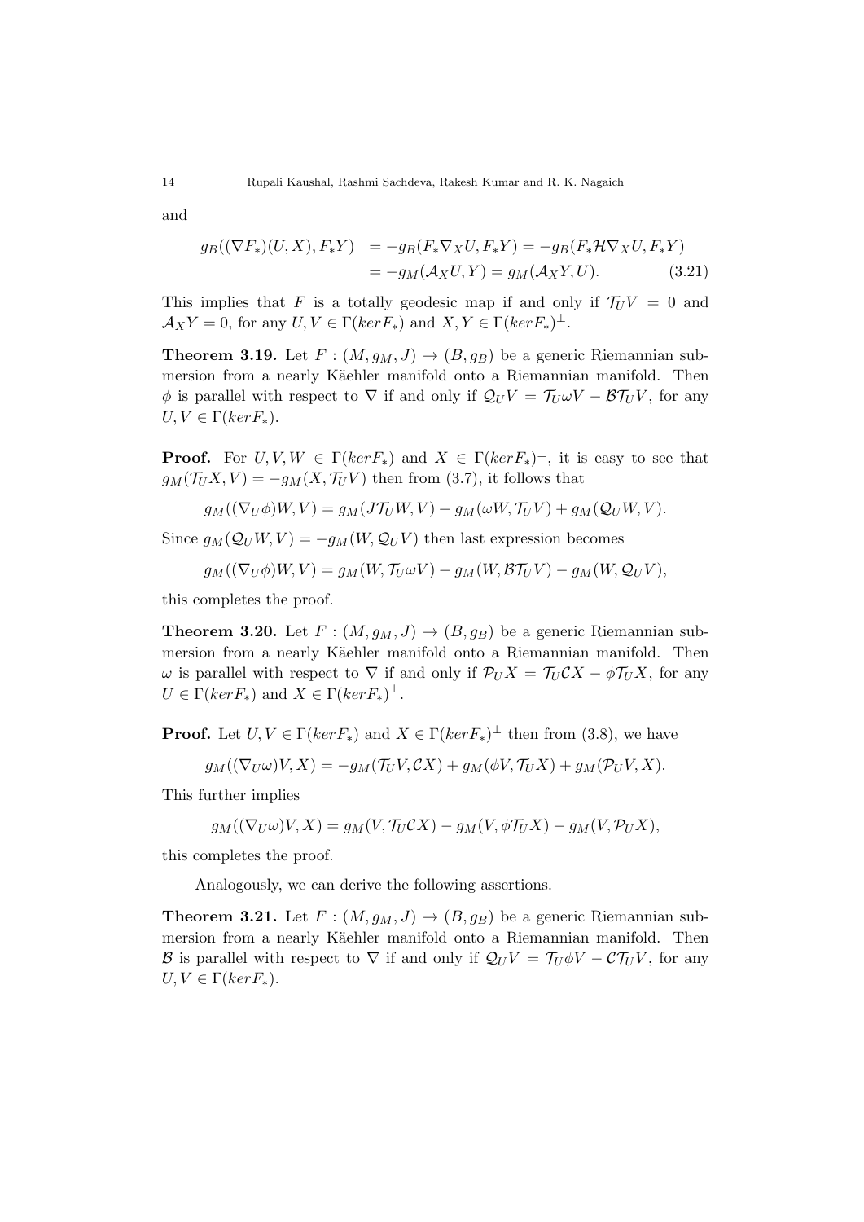and

$$
\begin{aligned}
g_B((\nabla F_*)(U,X),F_*Y) &= -g_B(F_*\nabla_X U,F_*Y) = -g_B(F_*\mathcal{H}\nabla_X U,F_*Y) \\
&= -g_M(\mathcal{A}_X U,Y) = g_M(\mathcal{A}_X Y,U). \qquad (3.21)
\end{aligned}
$$

This implies that $F$ is a totally geodesic map if and only if $\mathcal{T}_U V = 0$ and $\mathcal{A}_X Y = 0$, for any $U, V \in \Gamma(kerF_*)$ and $X, Y \in \Gamma(kerF_*)^{\perp}$.

**Theorem 3.19.** Let $F : (M, g_M, J) \to (B, g_B)$ be a generic Riemannian submersion from a nearly Käehler manifold onto a Riemannian manifold. Then $\phi$ is parallel with respect to $\nabla$ if and only if $\mathcal{Q}_U V = \mathcal{T}_U \omega V - \mathcal{B}\mathcal{T}_U V$, for any $U, V \in \Gamma(kerF_*)$.

**Proof.** For $U, V, W \in \Gamma(kerF_*)$ and $X \in \Gamma(kerF_*)^{\perp}$, it is easy to see that $g_M(\mathcal{T}_U X, V) = -g_M(X, \mathcal{T}_U V)$ then from (3.7), it follows that

$$
g_M((\nabla_U \phi)W, V) = g_M(J\mathcal{T}_U W, V) + g_M(\omega W, \mathcal{T}_U V) + g_M(\mathcal{Q}_U W, V).
$$

Since $g_M(\mathcal{Q}_U W, V) = -g_M(W, \mathcal{Q}_U V)$ then last expression becomes

$$
g_M((\nabla_U \phi)W, V) = g_M(W, \mathcal{T}_U \omega V) - g_M(W, \mathcal{B}\mathcal{T}_U V) - g_M(W, \mathcal{Q}_U V),
$$

this completes the proof.

**Theorem 3.20.** Let $F : (M, g_M, J) \to (B, g_B)$ be a generic Riemannian submersion from a nearly Käehler manifold onto a Riemannian manifold. Then $\omega$ is parallel with respect to $\nabla$ if and only if $\mathcal{P}_U X = \mathcal{T}_U \mathcal{C}X - \phi\mathcal{T}_U X$, for any $U \in \Gamma(kerF_*)$ and $X \in \Gamma(kerF_*)^{\perp}$.

**Proof.** Let $U, V \in \Gamma(kerF_*)$ and $X \in \Gamma(kerF_*)^{\perp}$ then from (3.8), we have

$$
g_M((\nabla_U \omega)V, X) = -g_M(\mathcal{T}_U V, \mathcal{C}X) + g_M(\phi V, \mathcal{T}_U X) + g_M(\mathcal{P}_U V, X).
$$

This further implies

$$
g_M((\nabla_U \omega)V, X) = g_M(V, \mathcal{T}_U \mathcal{C}X) - g_M(V, \phi\mathcal{T}_U X) - g_M(V, \mathcal{P}_U X),
$$

this completes the proof.

Analogously, we can derive the following assertions.

**Theorem 3.21.** Let $F : (M, g_M, J) \to (B, g_B)$ be a generic Riemannian submersion from a nearly Käehler manifold onto a Riemannian manifold. Then $\mathcal{B}$ is parallel with respect to $\nabla$ if and only if $\mathcal{Q}_U V = \mathcal{T}_U \phi V - \mathcal{C}\mathcal{T}_U V$, for any $U, V \in \Gamma(kerF_*)$.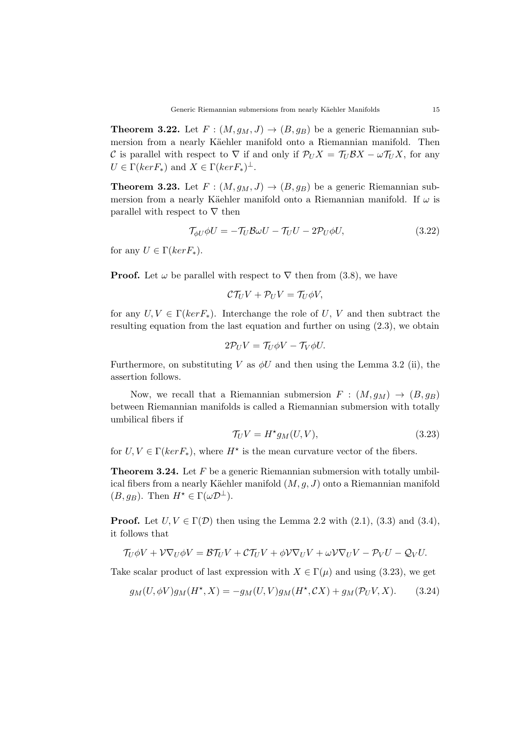**Theorem 3.22.** Let $F : (M, g_M, J) \to (B, g_B)$ be a generic Riemannian submersion from a nearly Käehler manifold onto a Riemannian manifold. Then $\mathcal{C}$ is parallel with respect to $\nabla$ if and only if $\mathcal{P}_U X = \mathcal{T}_U \mathcal{B} X - \omega \mathcal{T}_U X$, for any $U \in \Gamma(ker F_*)$ and $X \in \Gamma(ker F_*)^{\perp}$.

**Theorem 3.23.** Let $F : (M, g_M, J) \to (B, g_B)$ be a generic Riemannian submersion from a nearly Käehler manifold onto a Riemannian manifold. If $\omega$ is parallel with respect to $\nabla$ then

$$\mathcal{T}_{\phi U} \phi U = -\mathcal{T}_U \mathcal{B} \omega U - \mathcal{T}_U U - 2\mathcal{P}_U \phi U, \tag{3.22}$$

for any $U \in \Gamma(ker F_*)$.

**Proof.** Let $\omega$ be parallel with respect to $\nabla$ then from (3.8), we have

$$\mathcal{C}\mathcal{T}_U V + \mathcal{P}_U V = \mathcal{T}_U \phi V,$$

for any $U, V \in \Gamma(ker F_*)$. Interchange the role of $U$, $V$ and then subtract the resulting equation from the last equation and further on using (2.3), we obtain

$$2\mathcal{P}_U V = \mathcal{T}_U \phi V - \mathcal{T}_V \phi U.$$

Furthermore, on substituting $V$ as $\phi U$ and then using the Lemma 3.2 (ii), the assertion follows.

Now, we recall that a Riemannian submersion $F : (M, g_M) \to (B, g_B)$ between Riemannian manifolds is called a Riemannian submersion with totally umbilical fibers if

$$\mathcal{T}_U V = H^{\star} g_M(U, V), \tag{3.23}$$

for $U, V \in \Gamma(ker F_*)$, where $H^{\star}$ is the mean curvature vector of the fibers.

**Theorem 3.24.** Let $F$ be a generic Riemannian submersion with totally umbilical fibers from a nearly Käehler manifold $(M, g, J)$ onto a Riemannian manifold $(B, g_B)$. Then $H^{\star} \in \Gamma(\omega \mathcal{D}^{\perp})$.

**Proof.** Let $U, V \in \Gamma(\mathcal{D})$ then using the Lemma 2.2 with (2.1), (3.3) and (3.4), it follows that

$$\mathcal{T}_U \phi V + \mathcal{V}\nabla_U \phi V = \mathcal{B}\mathcal{T}_U V + \mathcal{C}\mathcal{T}_U V + \phi \mathcal{V}\nabla_U V + \omega \mathcal{V}\nabla_U V - \mathcal{P}_V U - \mathcal{Q}_V U.$$

Take scalar product of last expression with $X \in \Gamma(\mu)$ and using (3.23), we get

$$g_M(U, \phi V) g_M(H^{\star}, X) = -g_M(U, V) g_M(H^{\star}, \mathcal{C}X) + g_M(\mathcal{P}_U V, X). \tag{3.24}$$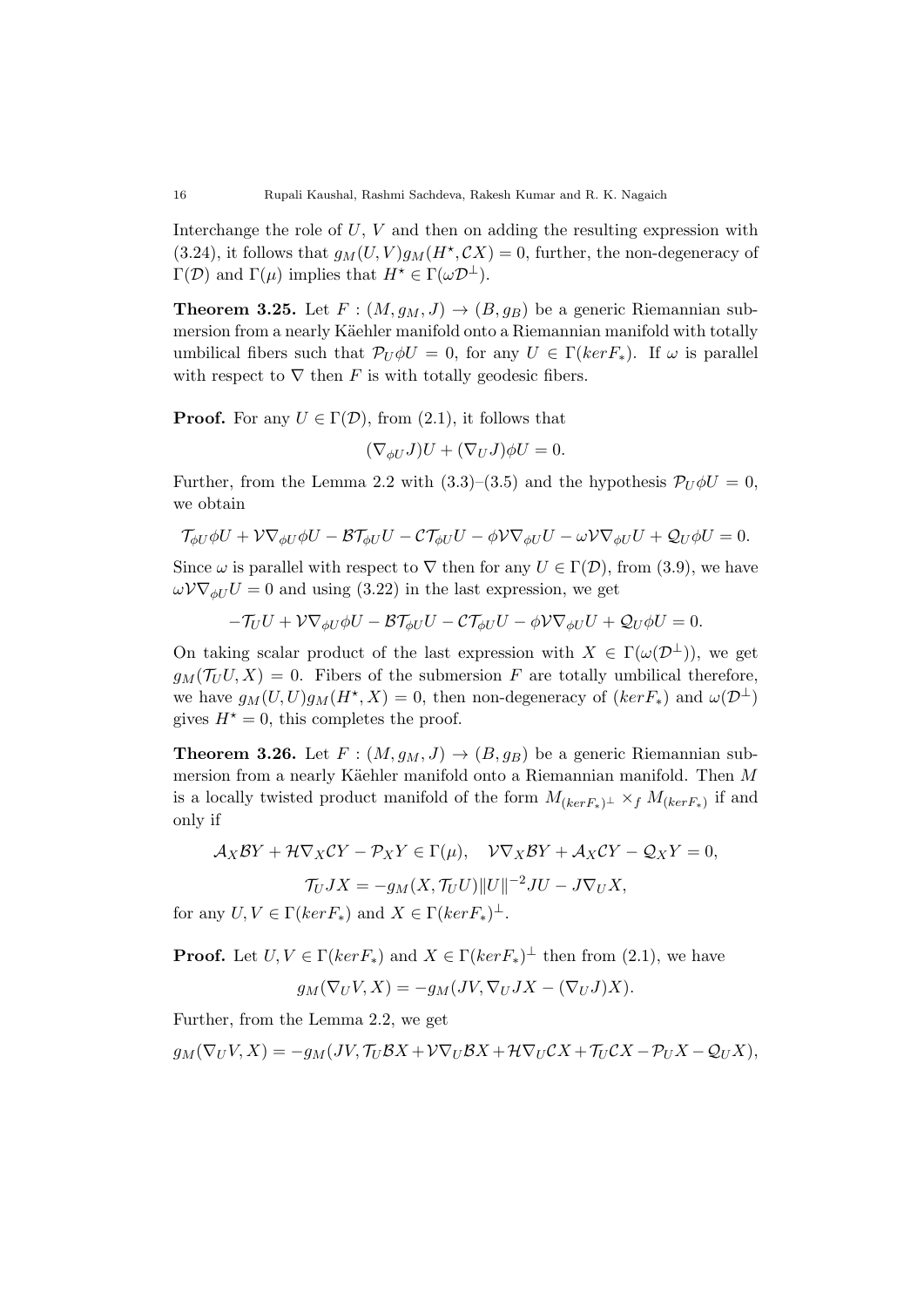Interchange the role of $U$, $V$ and then on adding the resulting expression with (3.24), it follows that $g_M(U,V)g_M(H^\star, \mathcal{C}X) = 0$, further, the non-degeneracy of $\Gamma(\mathcal{D})$ and $\Gamma(\mu)$ implies that $H^\star \in \Gamma(\omega\mathcal{D}^\perp)$.

**Theorem 3.25.** Let $F : (M, g_M, J) \to (B, g_B)$ be a generic Riemannian submersion from a nearly Käehler manifold onto a Riemannian manifold with totally umbilical fibers such that $\mathcal{P}_U\phi U = 0$, for any $U \in \Gamma(kerF_*)$. If $\omega$ is parallel with respect to $\nabla$ then $F$ is with totally geodesic fibers.

**Proof.** For any $U \in \Gamma(\mathcal{D})$, from (2.1), it follows that

$$(\nabla_{\phi U}J)U + (\nabla_U J)\phi U = 0.$$

Further, from the Lemma 2.2 with (3.3)–(3.5) and the hypothesis $\mathcal{P}_U\phi U = 0$, we obtain

$$\mathcal{T}_{\phi U}\phi U + \mathcal{V}\nabla_{\phi U}\phi U - \mathcal{B}\mathcal{T}_{\phi U}U - \mathcal{C}\mathcal{T}_{\phi U}U - \phi\mathcal{V}\nabla_{\phi U}U - \omega\mathcal{V}\nabla_{\phi U}U + \mathcal{Q}_U\phi U = 0.$$

Since $\omega$ is parallel with respect to $\nabla$ then for any $U \in \Gamma(\mathcal{D})$, from (3.9), we have $\omega\mathcal{V}\nabla_{\phi U}U = 0$ and using (3.22) in the last expression, we get

$$-\mathcal{T}_U U + \mathcal{V}\nabla_{\phi U}\phi U - \mathcal{B}\mathcal{T}_{\phi U}U - \mathcal{C}\mathcal{T}_{\phi U}U - \phi\mathcal{V}\nabla_{\phi U}U + \mathcal{Q}_U\phi U = 0.$$

On taking scalar product of the last expression with $X \in \Gamma(\omega(\mathcal{D}^\perp))$, we get $g_M(\mathcal{T}_U U, X) = 0$. Fibers of the submersion $F$ are totally umbilical therefore, we have $g_M(U,U)g_M(H^\star, X) = 0$, then non-degeneracy of $(kerF_*)$ and $\omega(\mathcal{D}^\perp)$ gives $H^\star = 0$, this completes the proof.

**Theorem 3.26.** Let $F : (M, g_M, J) \to (B, g_B)$ be a generic Riemannian submersion from a nearly Käehler manifold onto a Riemannian manifold. Then $M$ is a locally twisted product manifold of the form $M_{(kerF_*)^\perp} \times_f M_{(kerF_*)}$ if and only if

$$\mathcal{A}_X\mathcal{B}Y + \mathcal{H}\nabla_X\mathcal{C}Y - \mathcal{P}_XY \in \Gamma(\mu), \quad \mathcal{V}\nabla_X\mathcal{B}Y + \mathcal{A}_X\mathcal{C}Y - \mathcal{Q}_XY = 0,$$

$$\mathcal{T}_U JX = -g_M(X, \mathcal{T}_U U)\|U\|^{-2}JU - J\nabla_U X,$$

for any $U, V \in \Gamma(kerF_*)$ and $X \in \Gamma(kerF_*)^\perp$.

**Proof.** Let $U, V \in \Gamma(kerF_*)$ and $X \in \Gamma(kerF_*)^\perp$ then from (2.1), we have

$$g_M(\nabla_U V, X) = -g_M(JV, \nabla_U JX - (\nabla_U J)X).$$

Further, from the Lemma 2.2, we get

$$g_M(\nabla_U V, X) = -g_M(JV, \mathcal{T}_U\mathcal{B}X + \mathcal{V}\nabla_U\mathcal{B}X + \mathcal{H}\nabla_U\mathcal{C}X + \mathcal{T}_U\mathcal{C}X - \mathcal{P}_UX - \mathcal{Q}_UX),$$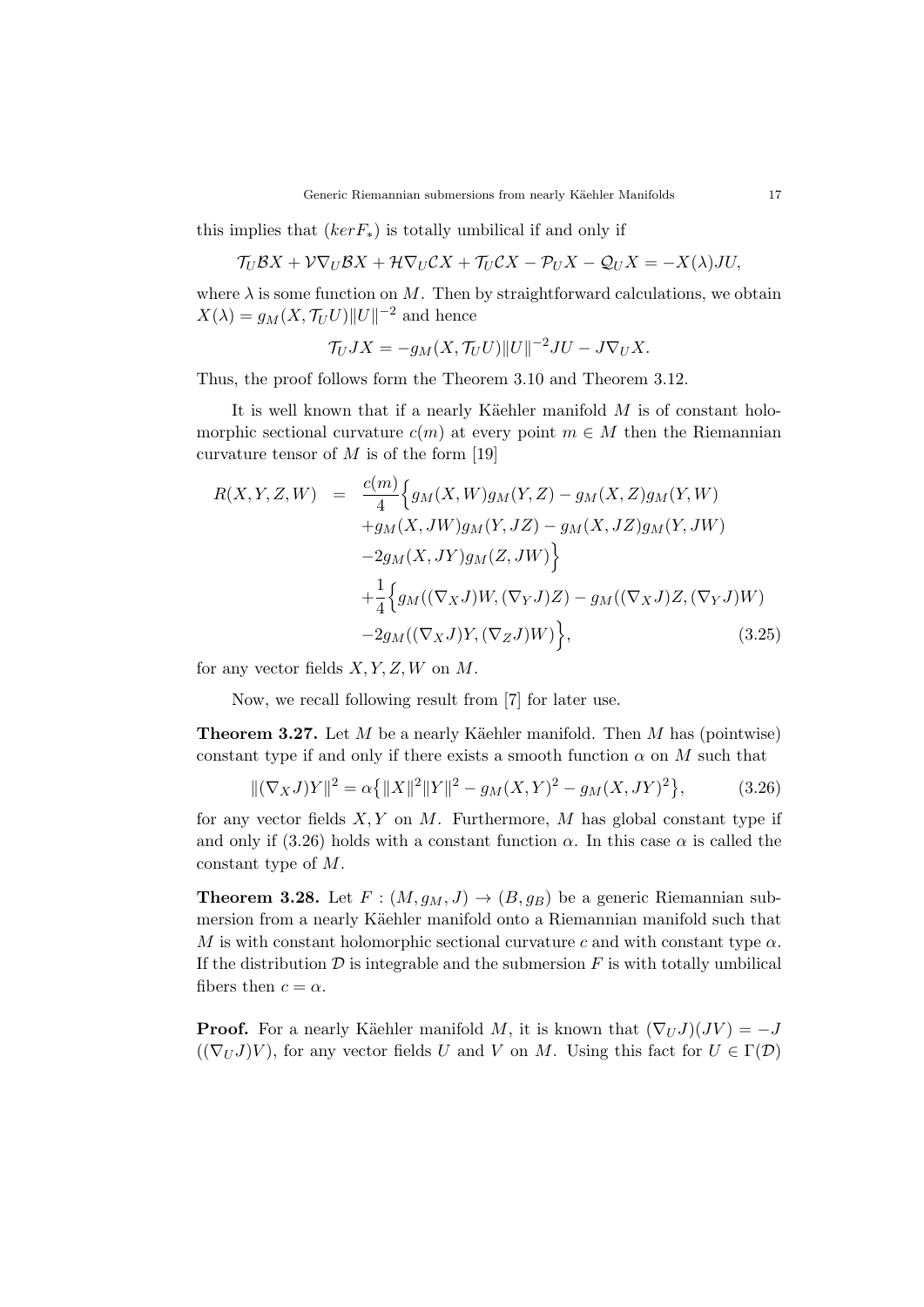this implies that $(kerF_*)$ is totally umbilical if and only if

$$\mathcal{T}_U\mathcal{B}X + \mathcal{V}\nabla_U\mathcal{B}X + \mathcal{H}\nabla_U\mathcal{C}X + \mathcal{T}_U\mathcal{C}X - \mathcal{P}_UX - \mathcal{Q}_UX = -X(\lambda)JU,$$

where $\lambda$ is some function on $M$. Then by straightforward calculations, we obtain $X(\lambda) = g_M(X, \mathcal{T}_UU)\|U\|^{-2}$ and hence

$$\mathcal{T}_UJX = -g_M(X, \mathcal{T}_UU)\|U\|^{-2}JU - J\nabla_UX.$$

Thus, the proof follows form the Theorem 3.10 and Theorem 3.12.

It is well known that if a nearly Käehler manifold $M$ is of constant holomorphic sectional curvature $c(m)$ at every point $m \in M$ then the Riemannian curvature tensor of $M$ is of the form [19]

$$\begin{aligned}
R(X,Y,Z,W) &= \frac{c(m)}{4}\Big\{g_M(X,W)g_M(Y,Z) - g_M(X,Z)g_M(Y,W) \\
&\quad + g_M(X,JW)g_M(Y,JZ) - g_M(X,JZ)g_M(Y,JW) \\
&\quad - 2g_M(X,JY)g_M(Z,JW)\Big\} \\
&\quad + \frac{1}{4}\Big\{g_M((\nabla_XJ)W,(\nabla_YJ)Z) - g_M((\nabla_XJ)Z,(\nabla_YJ)W) \\
&\quad - 2g_M((\nabla_XJ)Y,(\nabla_ZJ)W)\Big\}, \qquad (3.25)
\end{aligned}$$

for any vector fields $X, Y, Z, W$ on $M$.

Now, we recall following result from [7] for later use.

**Theorem 3.27.** Let $M$ be a nearly Käehler manifold. Then $M$ has (pointwise) constant type if and only if there exists a smooth function $\alpha$ on $M$ such that

$$\|(\nabla_XJ)Y\|^2 = \alpha\big\{\|X\|^2\|Y\|^2 - g_M(X,Y)^2 - g_M(X,JY)^2\big\}, \qquad (3.26)$$

for any vector fields $X, Y$ on $M$. Furthermore, $M$ has global constant type if and only if (3.26) holds with a constant function $\alpha$. In this case $\alpha$ is called the constant type of $M$.

**Theorem 3.28.** Let $F : (M, g_M, J) \to (B, g_B)$ be a generic Riemannian submersion from a nearly Käehler manifold onto a Riemannian manifold such that $M$ is with constant holomorphic sectional curvature $c$ and with constant type $\alpha$. If the distribution $\mathcal{D}$ is integrable and the submersion $F$ is with totally umbilical fibers then $c = \alpha$.

**Proof.** For a nearly Käehler manifold $M$, it is known that $(\nabla_UJ)(JV) = -J((\nabla_UJ)V)$, for any vector fields $U$ and $V$ on $M$. Using this fact for $U \in \Gamma(\mathcal{D})$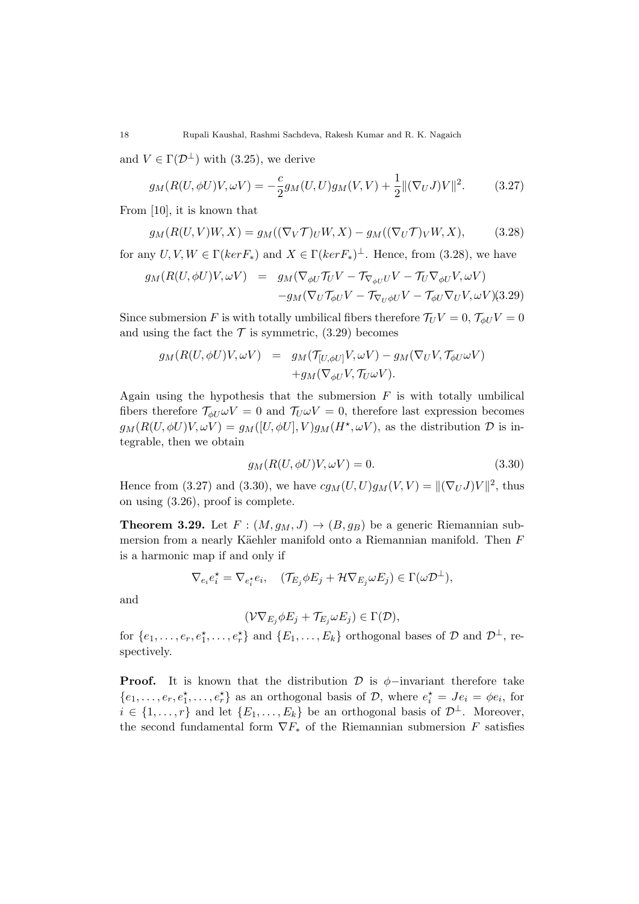and $V \in \Gamma(\mathcal{D}^\perp)$ with (3.25), we derive

$$g_M(R(U, \phi U)V, \omega V) = -\frac{c}{2} g_M(U, U) g_M(V, V) + \frac{1}{2} \|(\nabla_U J)V\|^2. \tag{3.27}$$

From [10], it is known that

$$g_M(R(U, V)W, X) = g_M((\nabla_V \mathcal{T})_U W, X) - g_M((\nabla_U \mathcal{T})_V W, X), \tag{3.28}$$

for any $U, V, W \in \Gamma(kerF_*)$ and $X \in \Gamma(kerF_*)^\perp$. Hence, from (3.28), we have

$$\begin{aligned} g_M(R(U, \phi U)V, \omega V) &= g_M(\nabla_{\phi U} \mathcal{T}_U V - \mathcal{T}_{\nabla_{\phi U} U} V - \mathcal{T}_U \nabla_{\phi U} V, \omega V) \\ &\quad - g_M(\nabla_U \mathcal{T}_{\phi U} V - \mathcal{T}_{\nabla_U \phi U} V - \mathcal{T}_{\phi U} \nabla_U V, \omega V) \end{aligned} \tag{3.29}$$

Since submersion $F$ is with totally umbilical fibers therefore $\mathcal{T}_U V = 0$, $\mathcal{T}_{\phi U} V = 0$ and using the fact the $\mathcal{T}$ is symmetric, (3.29) becomes

$$\begin{aligned} g_M(R(U, \phi U)V, \omega V) &= g_M(\mathcal{T}_{[U, \phi U]} V, \omega V) - g_M(\nabla_U V, \mathcal{T}_{\phi U} \omega V) \\ &\quad + g_M(\nabla_{\phi U} V, \mathcal{T}_U \omega V). \end{aligned}$$

Again using the hypothesis that the submersion $F$ is with totally umbilical fibers therefore $\mathcal{T}_{\phi U} \omega V = 0$ and $\mathcal{T}_U \omega V = 0$, therefore last expression becomes $g_M(R(U, \phi U)V, \omega V) = g_M([U, \phi U], V) g_M(H^\star, \omega V)$, as the distribution $\mathcal{D}$ is integrable, then we obtain

$$g_M(R(U, \phi U)V, \omega V) = 0. \tag{3.30}$$

Hence from (3.27) and (3.30), we have $c g_M(U, U) g_M(V, V) = \|(\nabla_U J)V\|^2$, thus on using (3.26), proof is complete.

**Theorem 3.29.** Let $F : (M, g_M, J) \to (B, g_B)$ be a generic Riemannian submersion from a nearly Käehler manifold onto a Riemannian manifold. Then $F$ is a harmonic map if and only if

$$\nabla_{e_i} e_i^\star = \nabla_{e_i^\star} e_i, \quad (\mathcal{T}_{E_j} \phi E_j + \mathcal{H} \nabla_{E_j} \omega E_j) \in \Gamma(\omega \mathcal{D}^\perp),$$

and

$$(\mathcal{V} \nabla_{E_j} \phi E_j + \mathcal{T}_{E_j} \omega E_j) \in \Gamma(\mathcal{D}),$$

for $\{e_1, \ldots, e_r, e_1^\star, \ldots, e_r^\star\}$ and $\{E_1, \ldots, E_k\}$ orthogonal bases of $\mathcal{D}$ and $\mathcal{D}^\perp$, respectively.

**Proof.** It is known that the distribution $\mathcal{D}$ is $\phi-$invariant therefore take $\{e_1, \ldots, e_r, e_1^\star, \ldots, e_r^\star\}$ as an orthogonal basis of $\mathcal{D}$, where $e_i^\star = Je_i = \phi e_i$, for $i \in \{1, \ldots, r\}$ and let $\{E_1, \ldots, E_k\}$ be an orthogonal basis of $\mathcal{D}^\perp$. Moreover, the second fundamental form $\nabla F_*$ of the Riemannian submersion $F$ satisfies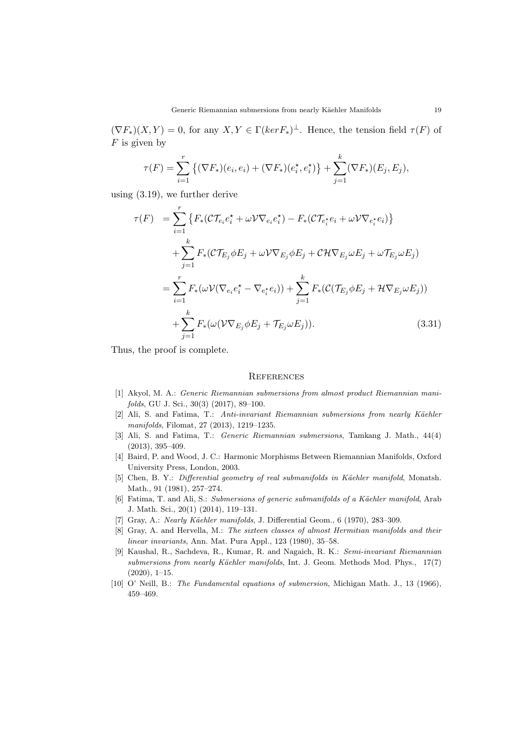$(\nabla F_*)(X, Y) = 0$, for any $X, Y \in \Gamma(ker F_*)^\perp$. Hence, the tension field $\tau(F)$ of $F$ is given by

$$\tau(F) = \sum_{i=1}^{r} \left\{ (\nabla F_*)(e_i, e_i) + (\nabla F_*)(e_i^\star, e_i^\star) \right\} + \sum_{j=1}^{k} (\nabla F_*)(E_j, E_j),$$

using (3.19), we further derive

$$\begin{aligned}
\tau(F) &= \sum_{i=1}^{r} \left\{ F_*(\mathcal{C}\mathcal{T}_{e_i} e_i^\star + \omega \mathcal{V} \nabla_{e_i} e_i^\star) - F_*(\mathcal{C}\mathcal{T}_{e_i^\star} e_i + \omega \mathcal{V} \nabla_{e_i^\star} e_i) \right\} \\
&\quad + \sum_{j=1}^{k} F_*(\mathcal{C}\mathcal{T}_{E_j} \phi E_j + \omega \mathcal{V} \nabla_{E_j} \phi E_j + \mathcal{C}\mathcal{H} \nabla_{E_j} \omega E_j + \omega \mathcal{T}_{E_j} \omega E_j) \\
&= \sum_{i=1}^{r} F_*(\omega \mathcal{V}(\nabla_{e_i} e_i^\star - \nabla_{e_i^\star} e_i)) + \sum_{j=1}^{k} F_*(\mathcal{C}(\mathcal{T}_{E_j} \phi E_j + \mathcal{H} \nabla_{E_j} \omega E_j)) \\
&\quad + \sum_{j=1}^{k} F_*(\omega(\mathcal{V} \nabla_{E_j} \phi E_j + \mathcal{T}_{E_j} \omega E_j)). \qquad (3.31)
\end{aligned}$$

Thus, the proof is complete.

## References

[1] Akyol, M. A.: *Generic Riemannian submersions from almost product Riemannian manifolds*, GU J. Sci., 30(3) (2017), 89–100.

[2] Ali, S. and Fatima, T.: *Anti-invariant Riemannian submersions from nearly Käehler manifolds*, Filomat, 27 (2013), 1219–1235.

[3] Ali, S. and Fatima, T.: *Generic Riemannian submersions*, Tamkang J. Math., 44(4) (2013), 395–409.

[4] Baird, P. and Wood, J. C.: Harmonic Morphisms Between Riemannian Manifolds, Oxford University Press, London, 2003.

[5] Chen, B. Y.: *Differential geometry of real submanifolds in Käehler manifold*, Monatsh. Math., 91 (1981), 257–274.

[6] Fatima, T. and Ali, S.: *Submersions of generic submanifolds of a Käehler manifold*, Arab J. Math. Sci., 20(1) (2014), 119–131.

[7] Gray, A.: *Nearly Käehler manifolds*, J. Differential Geom., 6 (1970), 283–309.

[8] Gray, A. and Hervella, M.: *The sixteen classes of almost Hermitian manifolds and their linear invariants*, Ann. Mat. Pura Appl., 123 (1980), 35–58.

[9] Kaushal, R., Sachdeva, R., Kumar, R. and Nagaich, R. K.: *Semi-invariant Riemannian submersions from nearly Käehler manifolds*, Int. J. Geom. Methods Mod. Phys., 17(7) (2020), 1–15.

[10] O' Neill, B.: *The Fundamental equations of submersion*, Michigan Math. J., 13 (1966), 459–469.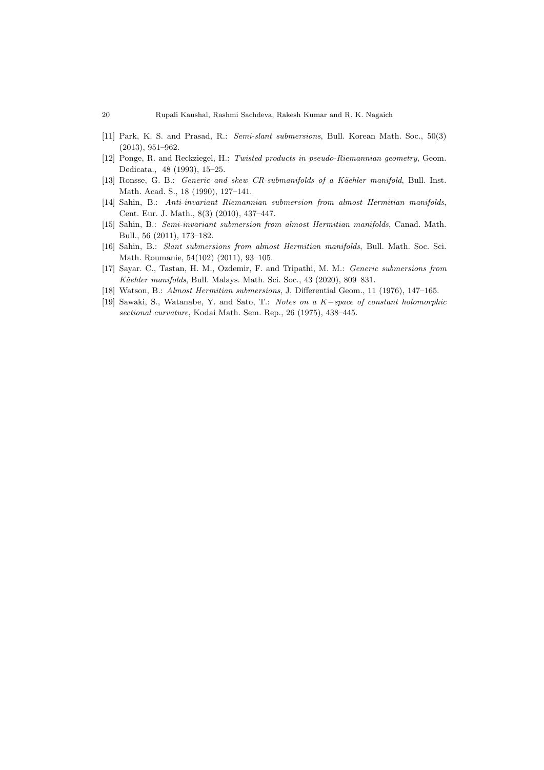[11] Park, K. S. and Prasad, R.: *Semi-slant submersions*, Bull. Korean Math. Soc., 50(3) (2013), 951–962.

[12] Ponge, R. and Reckziegel, H.: *Twisted products in pseudo-Riemannian geometry*, Geom. Dedicata., 48 (1993), 15–25.

[13] Ronsse, G. B.: *Generic and skew CR-submanifolds of a Käehler manifold*, Bull. Inst. Math. Acad. S., 18 (1990), 127–141.

[14] Sahin, B.: *Anti-invariant Riemannian submersion from almost Hermitian manifolds*, Cent. Eur. J. Math., 8(3) (2010), 437–447.

[15] Sahin, B.: *Semi-invariant submersion from almost Hermitian manifolds*, Canad. Math. Bull., 56 (2011), 173–182.

[16] Sahin, B.: *Slant submersions from almost Hermitian manifolds*, Bull. Math. Soc. Sci. Math. Roumanie, 54(102) (2011), 93–105.

[17] Sayar. C., Tastan, H. M., Ozdemir, F. and Tripathi, M. M.: *Generic submersions from Käehler manifolds*, Bull. Malays. Math. Sci. Soc., 43 (2020), 809–831.

[18] Watson, B.: *Almost Hermitian submersions*, J. Differential Geom., 11 (1976), 147–165.

[19] Sawaki, S., Watanabe, Y. and Sato, T.: *Notes on a $K-$space of constant holomorphic sectional curvature*, Kodai Math. Sem. Rep., 26 (1975), 438–445.